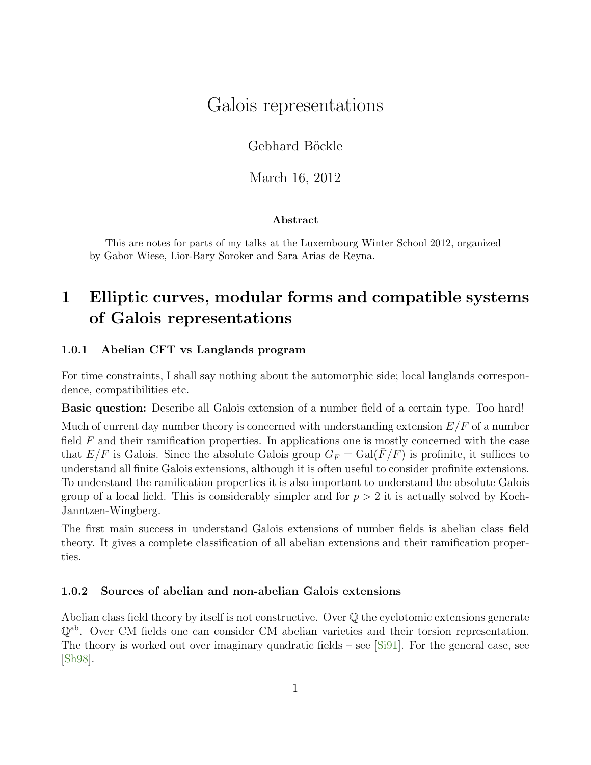# Galois representations

Gebhard Böckle

March 16, 2012

**Abstract**

This are notes for parts of my talks at the Luxembourg Winter School 2012, organized by Gabor Wiese, Lior-Bary Soroker and Sara Arias de Reyna.

## 1 Elliptic curves, modular forms and compatible systems of Galois representations

### 1.0.1 Abelian CFT vs Langlands program

For time constraints, I shall say nothing about the automorphic side; local langlands correspondence, compatibilities etc.

**Basic question:** Describe all Galois extension of a number field of a certain type. Too hard!

Much of current day number theory is concerned with understanding extension $E/F$ of a number field $F$ and their ramification properties. In applications one is mostly concerned with the case that $E/F$ is Galois. Since the absolute Galois group $G_F = \mathrm{Gal}(\bar{F}/F)$ is profinite, it suffices to understand all finite Galois extensions, although it is often useful to consider profinite extensions. To understand the ramification properties it is also important to understand the absolute Galois group of a local field. This is considerably simpler and for $p > 2$ it is actually solved by Koch-Janntzen-Wingberg.

The first main success in understand Galois extensions of number fields is abelian class field theory. It gives a complete classification of all abelian extensions and their ramification properties.

### 1.0.2 Sources of abelian and non-abelian Galois extensions

Abelian class field theory by itself is not constructive. Over $\mathbb{Q}$ the cyclotomic extensions generate $\mathbb{Q}^{\mathrm{ab}}$. Over CM fields one can consider CM abelian varieties and their torsion representation. The theory is worked out over imaginary quadratic fields – see [Si91]. For the general case, see [Sh98].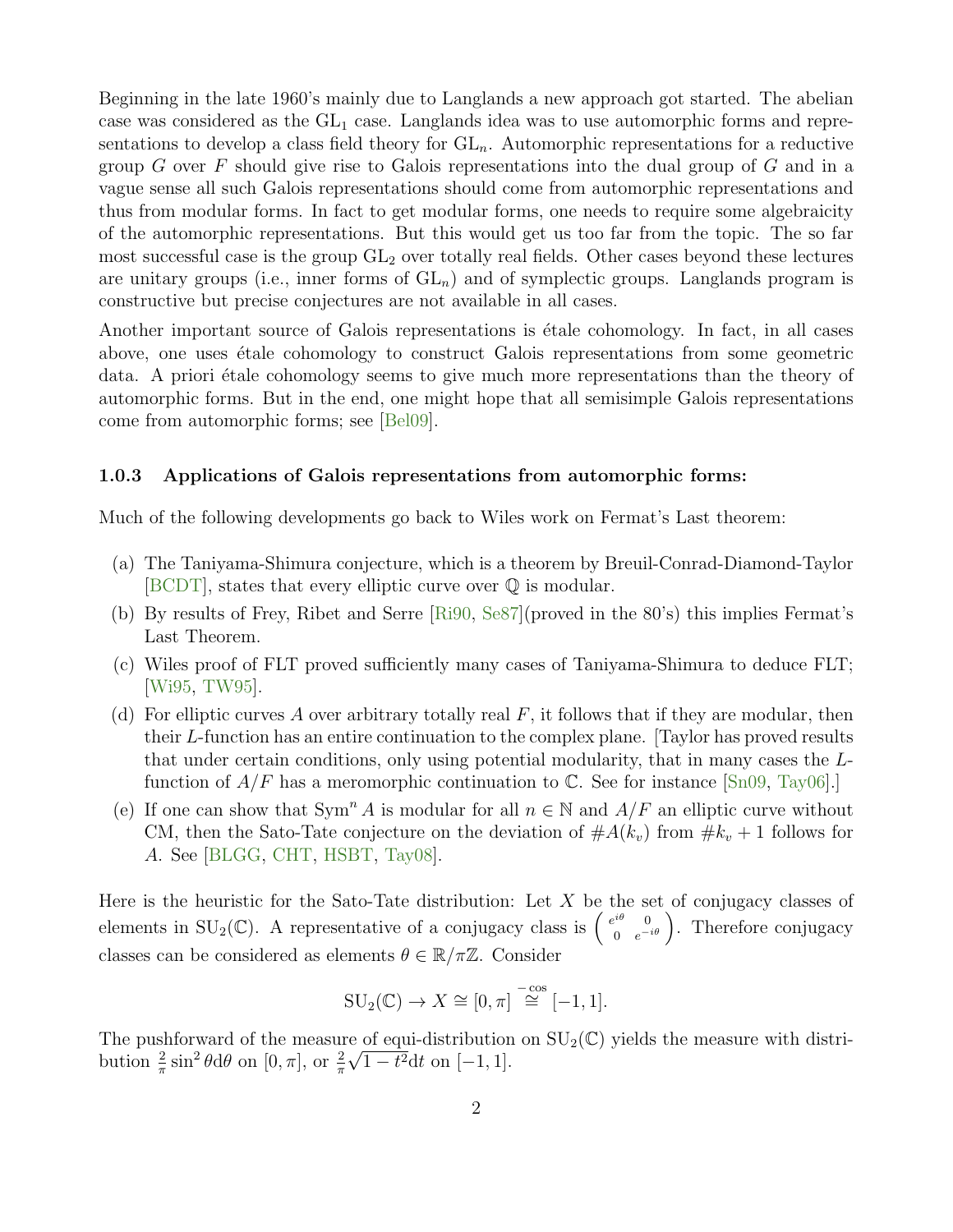Beginning in the late 1960's mainly due to Langlands a new approach got started. The abelian case was considered as the $\mathrm{GL}_1$ case. Langlands idea was to use automorphic forms and representations to develop a class field theory for $\mathrm{GL}_n$. Automorphic representations for a reductive group $G$ over $F$ should give rise to Galois representations into the dual group of $G$ and in a vague sense all such Galois representations should come from automorphic representations and thus from modular forms. In fact to get modular forms, one needs to require some algebraicity of the automorphic representations. But this would get us too far from the topic. The so far most successful case is the group $\mathrm{GL}_2$ over totally real fields. Other cases beyond these lectures are unitary groups (i.e., inner forms of $\mathrm{GL}_n$) and of symplectic groups. Langlands program is constructive but precise conjectures are not available in all cases.

Another important source of Galois representations is étale cohomology. In fact, in all cases above, one uses étale cohomology to construct Galois representations from some geometric data. A priori étale cohomology seems to give much more representations than the theory of automorphic forms. But in the end, one might hope that all semisimple Galois representations come from automorphic forms; see [Bel09].

### 1.0.3 Applications of Galois representations from automorphic forms:

Much of the following developments go back to Wiles work on Fermat's Last theorem:

(a) The Taniyama-Shimura conjecture, which is a theorem by Breuil-Conrad-Diamond-Taylor [BCDT], states that every elliptic curve over $\mathbb{Q}$ is modular.

(b) By results of Frey, Ribet and Serre [Ri90, Se87](proved in the 80's) this implies Fermat's Last Theorem.

(c) Wiles proof of FLT proved sufficiently many cases of Taniyama-Shimura to deduce FLT; [Wi95, TW95].

(d) For elliptic curves $A$ over arbitrary totally real $F$, it follows that if they are modular, then their $L$-function has an entire continuation to the complex plane. [Taylor has proved results that under certain conditions, only using potential modularity, that in many cases the $L$-function of $A/F$ has a meromorphic continuation to $\mathbb{C}$. See for instance [Sn09, Tay06].]

(e) If one can show that $\mathrm{Sym}^n A$ is modular for all $n \in \mathbb{N}$ and $A/F$ an elliptic curve without CM, then the Sato-Tate conjecture on the deviation of $\#A(k_v)$ from $\#k_v + 1$ follows for $A$. See [BLGG, CHT, HSBT, Tay08].

Here is the heuristic for the Sato-Tate distribution: Let $X$ be the set of conjugacy classes of elements in $\mathrm{SU}_2(\mathbb{C})$. A representative of a conjugacy class is $\begin{pmatrix} e^{i\theta} & 0 \\ 0 & e^{-i\theta} \end{pmatrix}$. Therefore conjugacy classes can be considered as elements $\theta \in \mathbb{R}/\pi\mathbb{Z}$. Consider

$$\mathrm{SU}_2(\mathbb{C}) \to X \cong [0, \pi] \overset{-\cos}{\cong} [-1, 1].$$

The pushforward of the measure of equi-distribution on $\mathrm{SU}_2(\mathbb{C})$ yields the measure with distribution $\frac{2}{\pi}\sin^2\theta \mathrm{d}\theta$ on $[0, \pi]$, or $\frac{2}{\pi}\sqrt{1-t^2}\mathrm{d}t$ on $[-1, 1]$.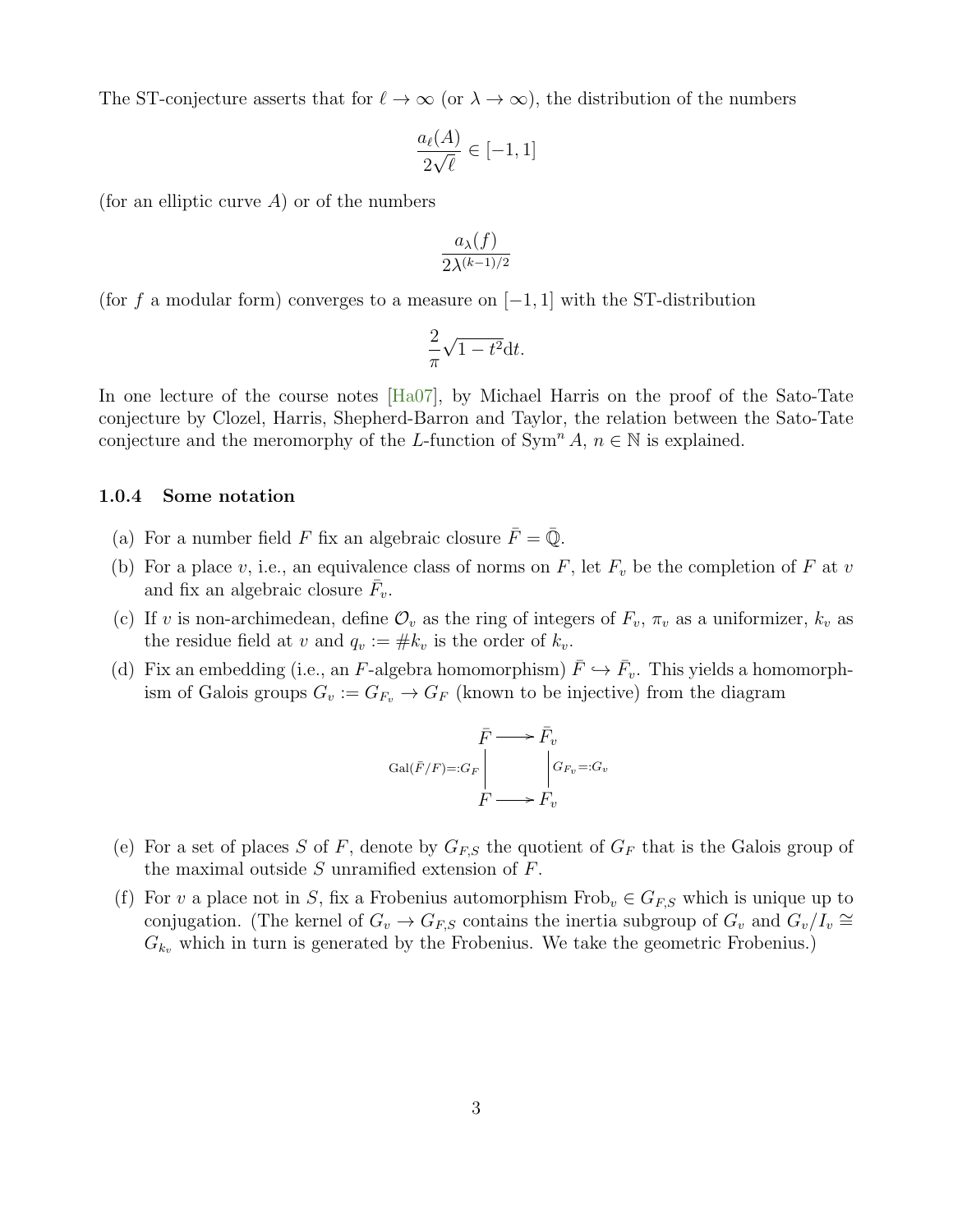The ST-conjecture asserts that for $\ell \to \infty$ (or $\lambda \to \infty$), the distribution of the numbers

$$\frac{a_\ell(A)}{2\sqrt{\ell}} \in [-1, 1]$$

(for an elliptic curve $A$) or of the numbers

$$\frac{a_\lambda(f)}{2\lambda^{(k-1)/2}}$$

(for $f$ a modular form) converges to a measure on $[-1, 1]$ with the ST-distribution

$$\frac{2}{\pi}\sqrt{1-t^2}\mathrm{d}t.$$

In one lecture of the course notes [Ha07], by Michael Harris on the proof of the Sato-Tate conjecture by Clozel, Harris, Shepherd-Barron and Taylor, the relation between the Sato-Tate conjecture and the meromorphy of the $L$-function of $\mathrm{Sym}^n A$, $n \in \mathbb{N}$ is explained.

#### 1.0.4 Some notation

(a) For a number field $F$ fix an algebraic closure $\bar{F} = \bar{\mathbb{Q}}$.

(b) For a place $v$, i.e., an equivalence class of norms on $F$, let $F_v$ be the completion of $F$ at $v$ and fix an algebraic closure $\bar{F}_v$.

(c) If $v$ is non-archimedean, define $\mathcal{O}_v$ as the ring of integers of $F_v$, $\pi_v$ as a uniformizer, $k_v$ as the residue field at $v$ and $q_v := \# k_v$ is the order of $k_v$.

(d) Fix an embedding (i.e., an $F$-algebra homomorphism) $\bar{F} \hookrightarrow \bar{F}_v$. This yields a homomorphism of Galois groups $G_v := G_{F_v} \to G_F$ (known to be injective) from the diagram

$$\begin{array}{ccc} \bar{F} & \longrightarrow & \bar{F}_v \\ {\scriptstyle \mathrm{Gal}(\bar{F}/F) =: G_F} \Big| & & \Big| {\scriptstyle G_{F_v} =: G_v} \\ F & \longrightarrow & F_v \end{array}$$

(e) For a set of places $S$ of $F$, denote by $G_{F,S}$ the quotient of $G_F$ that is the Galois group of the maximal outside $S$ unramified extension of $F$.

(f) For $v$ a place not in $S$, fix a Frobenius automorphism $\mathrm{Frob}_v \in G_{F,S}$ which is unique up to conjugation. (The kernel of $G_v \to G_{F,S}$ contains the inertia subgroup of $G_v$ and $G_v/I_v \cong G_{k_v}$ which in turn is generated by the Frobenius. We take the geometric Frobenius.)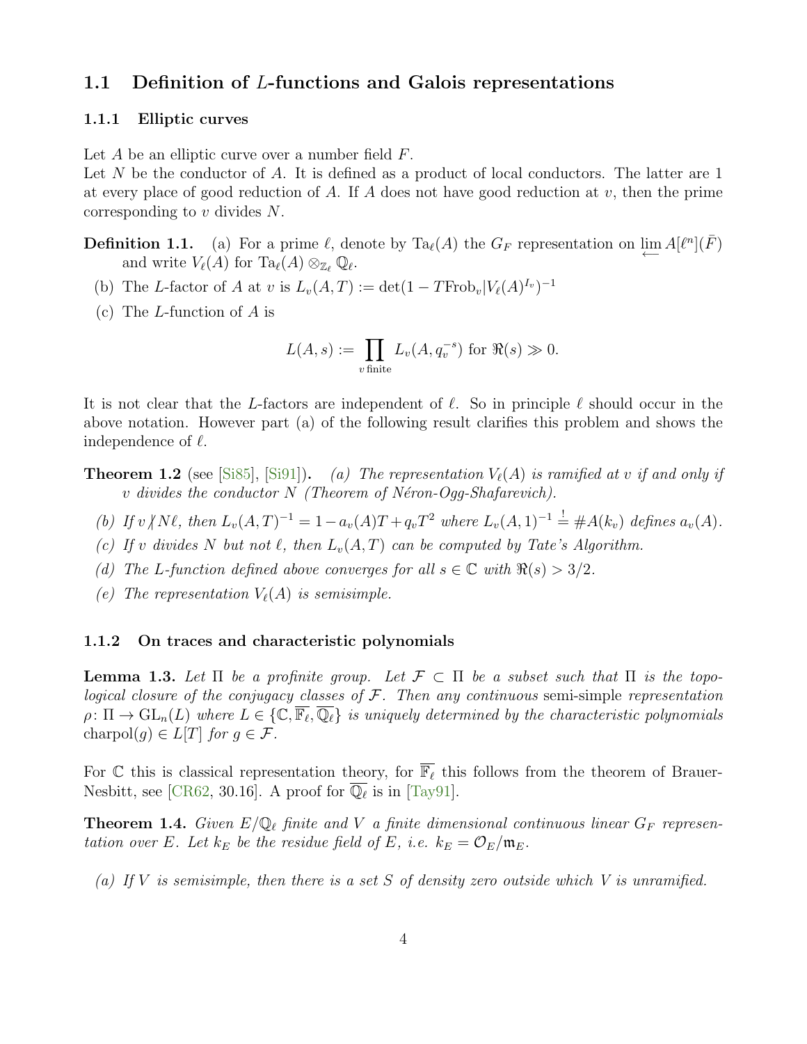## 1.1 Definition of $L$-functions and Galois representations

### 1.1.1 Elliptic curves

Let $A$ be an elliptic curve over a number field $F$.
Let $N$ be the conductor of $A$. It is defined as a product of local conductors. The latter are 1 at every place of good reduction of $A$. If $A$ does not have good reduction at $v$, then the prime corresponding to $v$ divides $N$.

**Definition 1.1.** (a) For a prime $\ell$, denote by $\mathrm{Ta}_\ell(A)$ the $G_F$ representation on $\varprojlim A[\ell^n](\bar{F})$ and write $V_\ell(A)$ for $\mathrm{Ta}_\ell(A) \otimes_{\mathbb{Z}_\ell} \mathbb{Q}_\ell$.

(b) The $L$-factor of $A$ at $v$ is $L_v(A,T) := \det(1 - T\mathrm{Frob}_v | V_\ell(A)^{I_v})^{-1}$

(c) The $L$-function of $A$ is

$$L(A,s) := \prod_{v \text{ finite}} L_v(A, q_v^{-s}) \text{ for } \Re(s) \gg 0.$$

It is not clear that the $L$-factors are independent of $\ell$. So in principle $\ell$ should occur in the above notation. However part (a) of the following result clarifies this problem and shows the independence of $\ell$.

**Theorem 1.2** (see [Si85], [Si91]). *(a) The representation $V_\ell(A)$ is ramified at $v$ if and only if $v$ divides the conductor $N$ (Theorem of Néron-Ogg-Shafarevich).*

*(b) If $v \nmid N\ell$, then $L_v(A,T)^{-1} = 1 - a_v(A)T + q_vT^2$ where $L_v(A,1)^{-1} \overset{!}{=} \#A(k_v)$ defines $a_v(A)$.*

*(c) If $v$ divides $N$ but not $\ell$, then $L_v(A,T)$ can be computed by Tate's Algorithm.*

*(d) The $L$-function defined above converges for all $s \in \mathbb{C}$ with $\Re(s) > 3/2$.*

*(e) The representation $V_\ell(A)$ is semisimple.*

### 1.1.2 On traces and characteristic polynomials

**Lemma 1.3.** *Let $\Pi$ be a profinite group. Let $\mathcal{F} \subset \Pi$ be a subset such that $\Pi$ is the topological closure of the conjugacy classes of $\mathcal{F}$. Then any continuous* semi-simple *representation $\rho \colon \Pi \to \mathrm{GL}_n(L)$ where $L \in \{\mathbb{C}, \overline{\mathbb{F}_\ell}, \overline{\mathbb{Q}_\ell}\}$ is uniquely determined by the characteristic polynomials $\mathrm{charpol}(g) \in L[T]$ for $g \in \mathcal{F}$.*

For $\mathbb{C}$ this is classical representation theory, for $\overline{\mathbb{F}_\ell}$ this follows from the theorem of Brauer-Nesbitt, see [CR62, 30.16]. A proof for $\overline{\mathbb{Q}_\ell}$ is in [Tay91].

**Theorem 1.4.** *Given $E/\mathbb{Q}_\ell$ finite and $V$ a finite dimensional continuous linear $G_F$ representation over $E$. Let $k_E$ be the residue field of $E$, i.e. $k_E = \mathcal{O}_E/\mathfrak{m}_E$.*

*(a) If $V$ is semisimple, then there is a set $S$ of density zero outside which $V$ is unramified.*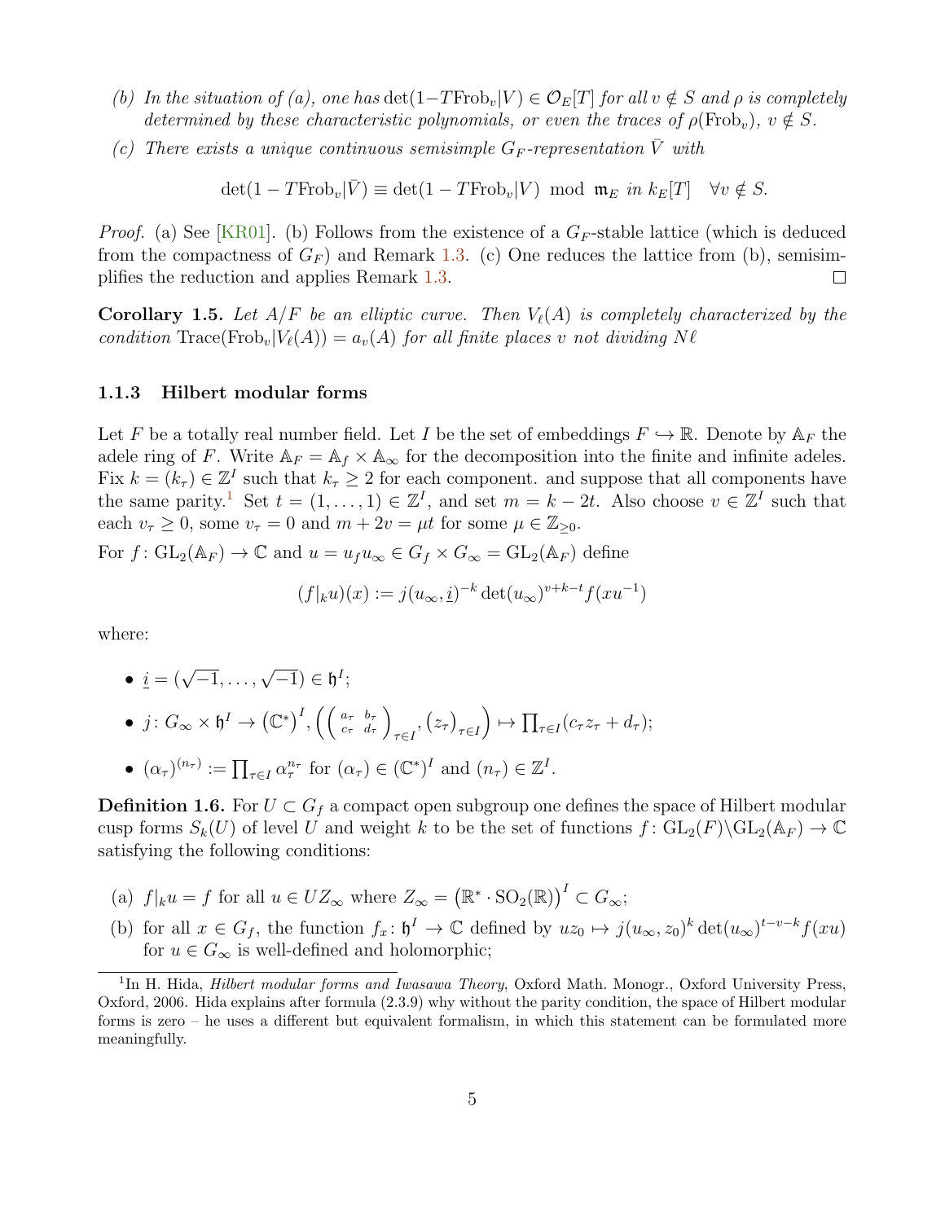(b) *In the situation of (a), one has* $\det(1-T\mathrm{Frob}_v|V) \in \mathcal{O}_E[T]$ *for all* $v \notin S$ *and* $\rho$ *is completely determined by these characteristic polynomials, or even the traces of* $\rho(\mathrm{Frob}_v)$, $v \notin S$.

(c) *There exists a unique continuous semisimple* $G_F$*-representation* $\bar{V}$ *with*

$$\det(1-T\mathrm{Frob}_v|\bar{V}) \equiv \det(1-T\mathrm{Frob}_v|V) \mod \mathfrak{m}_E \text{ in } k_E[T] \quad \forall v \notin S.$$

*Proof.* (a) See [KR01]. (b) Follows from the existence of a $G_F$-stable lattice (which is deduced from the compactness of $G_F$) and Remark 1.3. (c) One reduces the lattice from (b), semisimplifies the reduction and applies Remark 1.3. □

**Corollary 1.5.** *Let* $A/F$ *be an elliptic curve. Then* $V_\ell(A)$ *is completely characterized by the condition* $\mathrm{Trace}(\mathrm{Frob}_v|V_\ell(A)) = a_v(A)$ *for all finite places* $v$ *not dividing* $N\ell$

### 1.1.3 Hilbert modular forms

Let $F$ be a totally real number field. Let $I$ be the set of embeddings $F \hookrightarrow \mathbb{R}$. Denote by $\mathbb{A}_F$ the adele ring of $F$. Write $\mathbb{A}_F = \mathbb{A}_f \times \mathbb{A}_\infty$ for the decomposition into the finite and infinite adeles. Fix $k = (k_\tau) \in \mathbb{Z}^I$ such that $k_\tau \geq 2$ for each component. and suppose that all components have the same parity.[1] Set $t = (1, \ldots, 1) \in \mathbb{Z}^I$, and set $m = k - 2t$. Also choose $v \in \mathbb{Z}^I$ such that each $v_\tau \geq 0$, some $v_\tau = 0$ and $m + 2v = \mu t$ for some $\mu \in \mathbb{Z}_{\geq 0}$.

For $f\colon \mathrm{GL}_2(\mathbb{A}_F) \to \mathbb{C}$ and $u = u_f u_\infty \in G_f \times G_\infty = \mathrm{GL}_2(\mathbb{A}_F)$ define

$$(f|_k u)(x) := j(u_\infty, \underline{i})^{-k} \det(u_\infty)^{v+k-t} f(xu^{-1})$$

where:

- $\underline{i} = (\sqrt{-1}, \ldots, \sqrt{-1}) \in \mathfrak{h}^I$;
- $j\colon G_\infty \times \mathfrak{h}^I \to (\mathbb{C}^*)^I, \left(\left(\begin{smallmatrix} a_\tau & b_\tau \\ c_\tau & d_\tau \end{smallmatrix}\right)_{\tau \in I}, (z_\tau)_{\tau \in I}\right) \mapsto \prod_{\tau \in I}(c_\tau z_\tau + d_\tau)$;
- $(\alpha_\tau)^{(n_\tau)} := \prod_{\tau \in I} \alpha_\tau^{n_\tau}$ for $(\alpha_\tau) \in (\mathbb{C}^*)^I$ and $(n_\tau) \in \mathbb{Z}^I$.

**Definition 1.6.** For $U \subset G_f$ a compact open subgroup one defines the space of Hilbert modular cusp forms $S_k(U)$ of level $U$ and weight $k$ to be the set of functions $f\colon \mathrm{GL}_2(F)\backslash\mathrm{GL}_2(\mathbb{A}_F) \to \mathbb{C}$ satisfying the following conditions:

(a) $f|_k u = f$ for all $u \in UZ_\infty$ where $Z_\infty = \left(\mathbb{R}^* \cdot \mathrm{SO}_2(\mathbb{R})\right)^I \subset G_\infty$;

(b) for all $x \in G_f$, the function $f_x\colon \mathfrak{h}^I \to \mathbb{C}$ defined by $uz_0 \mapsto j(u_\infty, z_0)^k \det(u_\infty)^{t-v-k} f(xu)$ for $u \in G_\infty$ is well-defined and holomorphic;

[1] In H. Hida, *Hilbert modular forms and Iwasawa Theory*, Oxford Math. Monogr., Oxford University Press, Oxford, 2006. Hida explains after formula (2.3.9) why without the parity condition, the space of Hilbert modular forms is zero – he uses a different but equivalent formalism, in which this statement can be formulated more meaningfully.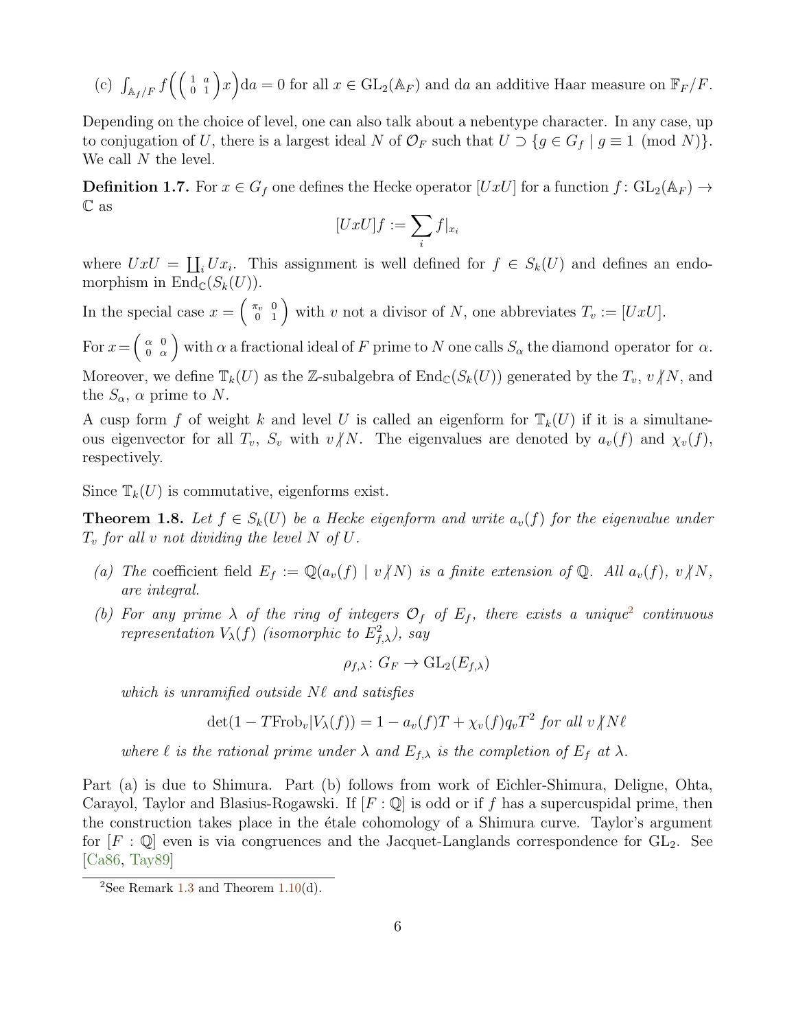(c) $\int_{\mathbb{A}_f/F} f\Big(\left(\begin{smallmatrix} 1 & a \\ 0 & 1 \end{smallmatrix}\right) x\Big) \mathrm{d}a = 0$ for all $x \in \mathrm{GL}_2(\mathbb{A}_F)$ and $\mathrm{d}a$ an additive Haar measure on $\mathbb{F}_F/F$.

Depending on the choice of level, one can also talk about a nebentype character. In any case, up to conjugation of $U$, there is a largest ideal $N$ of $\mathcal{O}_F$ such that $U \supset \{g \in G_f \mid g \equiv 1 \pmod{N}\}$. We call $N$ the level.

**Definition 1.7.** For $x \in G_f$ one defines the Hecke operator $[UxU]$ for a function $f \colon \mathrm{GL}_2(\mathbb{A}_F) \to \mathbb{C}$ as

$$[UxU]f := \sum_i f|_{x_i}$$

where $UxU = \coprod_i Ux_i$. This assignment is well defined for $f \in S_k(U)$ and defines an endomorphism in $\mathrm{End}_{\mathbb{C}}(S_k(U))$.

In the special case $x = \left(\begin{smallmatrix} \pi_v & 0 \\ 0 & 1 \end{smallmatrix}\right)$ with $v$ not a divisor of $N$, one abbreviates $T_v := [UxU]$.

For $x = \left(\begin{smallmatrix} \alpha & 0 \\ 0 & \alpha \end{smallmatrix}\right)$ with $\alpha$ a fractional ideal of $F$ prime to $N$ one calls $S_\alpha$ the diamond operator for $\alpha$.

Moreover, we define $\mathbb{T}_k(U)$ as the $\mathbb{Z}$-subalgebra of $\mathrm{End}_{\mathbb{C}}(S_k(U))$ generated by the $T_v$, $v \nmid N$, and the $S_\alpha$, $\alpha$ prime to $N$.

A cusp form $f$ of weight $k$ and level $U$ is called an eigenform for $\mathbb{T}_k(U)$ if it is a simultaneous eigenvector for all $T_v$, $S_v$ with $v \nmid N$. The eigenvalues are denoted by $a_v(f)$ and $\chi_v(f)$, respectively.

Since $\mathbb{T}_k(U)$ is commutative, eigenforms exist.

**Theorem 1.8.** *Let $f \in S_k(U)$ be a Hecke eigenform and write $a_v(f)$ for the eigenvalue under $T_v$ for all $v$ not dividing the level $N$ of $U$.*

*(a) The* coefficient field *$E_f := \mathbb{Q}(a_v(f) \mid v \nmid N)$ is a finite extension of $\mathbb{Q}$. All $a_v(f)$, $v \nmid N$, are integral.*

*(b) For any prime $\lambda$ of the ring of integers $\mathcal{O}_f$ of $E_f$, there exists a unique[2] continuous representation $V_\lambda(f)$ (isomorphic to $E_{f,\lambda}^2$), say*

$$\rho_{f,\lambda} \colon G_F \to \mathrm{GL}_2(E_{f,\lambda})$$

*which is unramified outside $N\ell$ and satisfies*

$$\det(1 - T\mathrm{Frob}_v | V_\lambda(f)) = 1 - a_v(f)T + \chi_v(f) q_v T^2 \text{ for all } v \nmid N\ell$$

*where $\ell$ is the rational prime under $\lambda$ and $E_{f,\lambda}$ is the completion of $E_f$ at $\lambda$.*

Part (a) is due to Shimura. Part (b) follows from work of Eichler-Shimura, Deligne, Ohta, Carayol, Taylor and Blasius-Rogawski. If $[F : \mathbb{Q}]$ is odd or if $f$ has a supercuspidal prime, then the construction takes place in the étale cohomology of a Shimura curve. Taylor's argument for $[F : \mathbb{Q}]$ even is via congruences and the Jacquet-Langlands correspondence for $\mathrm{GL}_2$. See [Ca86, Tay89]

[2] See Remark 1.3 and Theorem 1.10(d).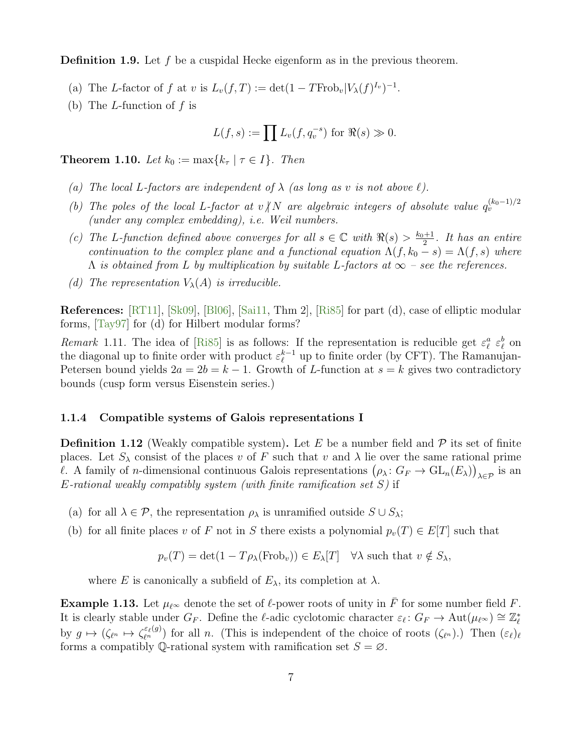**Definition 1.9.** Let $f$ be a cuspidal Hecke eigenform as in the previous theorem.

(a) The $L$-factor of $f$ at $v$ is $L_v(f,T) := \det(1 - T\mathrm{Frob}_v | V_\lambda(f)^{I_v})^{-1}$.

(b) The $L$-function of $f$ is

$$L(f,s) := \prod L_v(f, q_v^{-s}) \text{ for } \Re(s) \gg 0.$$

**Theorem 1.10.** *Let $k_0 := \max\{k_\tau \mid \tau \in I\}$. Then*

*(a) The local $L$-factors are independent of $\lambda$ (as long as $v$ is not above $\ell$).*

*(b) The poles of the local $L$-factor at $v \nmid N$ are algebraic integers of absolute value $q_v^{(k_0-1)/2}$ (under any complex embedding), i.e. Weil numbers.*

*(c) The $L$-function defined above converges for all $s \in \mathbb{C}$ with $\Re(s) > \frac{k_0+1}{2}$. It has an entire continuation to the complex plane and a functional equation $\Lambda(f, k_0 - s) = \Lambda(f,s)$ where $\Lambda$ is obtained from $L$ by multiplication by suitable $L$-factors at $\infty$ – see the references.*

*(d) The representation $V_\lambda(A)$ is irreducible.*

**References:** [RT11], [Sk09], [Bl06], [Sai11, Thm 2], [Ri85] for part (d), case of elliptic modular forms, [Tay97] for (d) for Hilbert modular forms?

*Remark* 1.11. The idea of [Ri85] is as follows: If the representation is reducible get $\varepsilon_\ell^a\ \varepsilon_\ell^b$ on the diagonal up to finite order with product $\varepsilon_\ell^{k-1}$ up to finite order (by CFT). The Ramanujan-Petersen bound yields $2a = 2b = k-1$. Growth of $L$-function at $s = k$ gives two contradictory bounds (cusp form versus Eisenstein series.)

### 1.1.4 Compatible systems of Galois representations I

**Definition 1.12** (Weakly compatible system)**.** Let $E$ be a number field and $\mathcal{P}$ its set of finite places. Let $S_\lambda$ consist of the places $v$ of $F$ such that $v$ and $\lambda$ lie over the same rational prime $\ell$. A family of $n$-dimensional continuous Galois representations $\left(\rho_\lambda \colon G_F \to \mathrm{GL}_n(E_\lambda)\right)_{\lambda \in \mathcal{P}}$ is an *$E$-rational weakly compatibly system (with finite ramification set $S$)* if

(a) for all $\lambda \in \mathcal{P}$, the representation $\rho_\lambda$ is unramified outside $S \cup S_\lambda$;

(b) for all finite places $v$ of $F$ not in $S$ there exists a polynomial $p_v(T) \in E[T]$ such that

$$p_v(T) = \det(1 - T\rho_\lambda(\mathrm{Frob}_v)) \in E_\lambda[T] \quad \forall \lambda \text{ such that } v \notin S_\lambda,$$

where $E$ is canonically a subfield of $E_\lambda$, its completion at $\lambda$.

**Example 1.13.** Let $\mu_{\ell^\infty}$ denote the set of $\ell$-power roots of unity in $\bar{F}$ for some number field $F$. It is clearly stable under $G_F$. Define the $\ell$-adic cyclotomic character $\varepsilon_\ell \colon G_F \to \mathrm{Aut}(\mu_{\ell^\infty}) \cong \mathbb{Z}_\ell^*$ by $g \mapsto (\zeta_{\ell^n} \mapsto \zeta_{\ell^n}^{\varepsilon_\ell(g)})$ for all $n$. (This is independent of the choice of roots $(\zeta_{\ell^n})$.) Then $(\varepsilon_\ell)_\ell$ forms a compatibly $\mathbb{Q}$-rational system with ramification set $S = \varnothing$.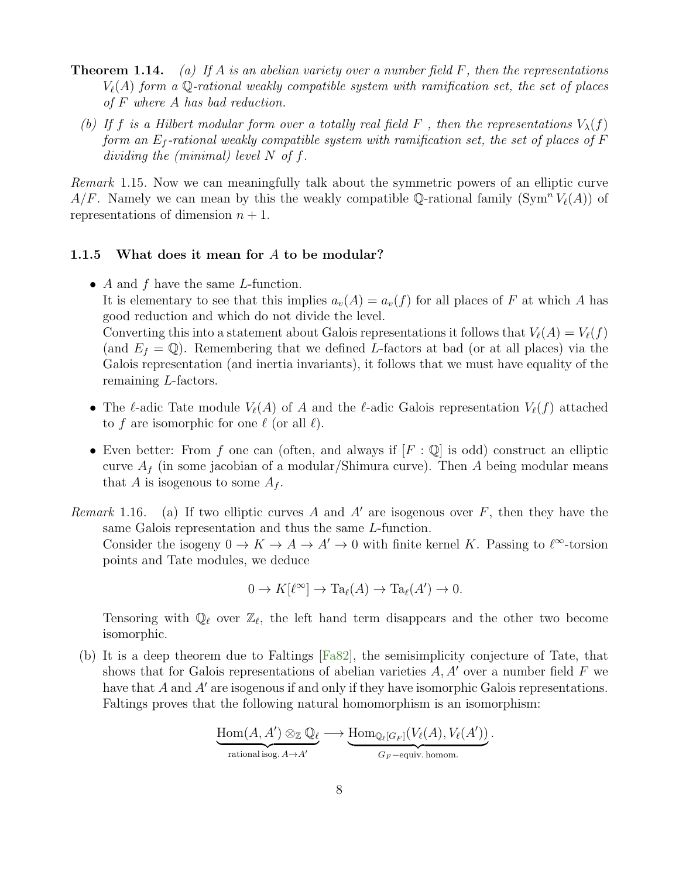**Theorem 1.14.** *(a) If $A$ is an abelian variety over a number field $F$, then the representations $V_\ell(A)$ form a $\mathbb{Q}$-rational weakly compatible system with ramification set, the set of places of $F$ where $A$ has bad reduction.*

*(b) If $f$ is a Hilbert modular form over a totally real field $F$ , then the representations $V_\lambda(f)$ form an $E_f$-rational weakly compatible system with ramification set, the set of places of $F$ dividing the (minimal) level $N$ of $f$.*

*Remark* 1.15. Now we can meaningfully talk about the symmetric powers of an elliptic curve $A/F$. Namely we can mean by this the weakly compatible $\mathbb{Q}$-rational family $(\operatorname{Sym}^n V_\ell(A))$ of representations of dimension $n+1$.

### 1.1.5 What does it mean for $A$ to be modular?

- $A$ and $f$ have the same $L$-function.
  It is elementary to see that this implies $a_v(A) = a_v(f)$ for all places of $F$ at which $A$ has good reduction and which do not divide the level.
  Converting this into a statement about Galois representations it follows that $V_\ell(A) = V_\ell(f)$ (and $E_f = \mathbb{Q}$). Remembering that we defined $L$-factors at bad (or at all places) via the Galois representation (and inertia invariants), it follows that we must have equality of the remaining $L$-factors.

- The $\ell$-adic Tate module $V_\ell(A)$ of $A$ and the $\ell$-adic Galois representation $V_\ell(f)$ attached to $f$ are isomorphic for one $\ell$ (or all $\ell$).

- Even better: From $f$ one can (often, and always if $[F : \mathbb{Q}]$ is odd) construct an elliptic curve $A_f$ (in some jacobian of a modular/Shimura curve). Then $A$ being modular means that $A$ is isogenous to some $A_f$.

*Remark* 1.16. (a) If two elliptic curves $A$ and $A'$ are isogenous over $F$, then they have the same Galois representation and thus the same $L$-function.
Consider the isogeny $0 \to K \to A \to A' \to 0$ with finite kernel $K$. Passing to $\ell^\infty$-torsion points and Tate modules, we deduce

$$0 \to K[\ell^\infty] \to \operatorname{Ta}_\ell(A) \to \operatorname{Ta}_\ell(A') \to 0.$$

Tensoring with $\mathbb{Q}_\ell$ over $\mathbb{Z}_\ell$, the left hand term disappears and the other two become isomorphic.

(b) It is a deep theorem due to Faltings [Fa82], the semisimplicity conjecture of Tate, that shows that for Galois representations of abelian varieties $A, A'$ over a number field $F$ we have that $A$ and $A'$ are isogenous if and only if they have isomorphic Galois representations. Faltings proves that the following natural homomorphism is an isomorphism:

$$\underbrace{\operatorname{Hom}(A, A') \otimes_{\mathbb{Z}} \mathbb{Q}_\ell}_{\text{rational isog. } A \to A'} \longrightarrow \underbrace{\operatorname{Hom}_{\mathbb{Q}_\ell[G_F]}(V_\ell(A), V_\ell(A'))}_{G_F\text{-equiv. homom.}}.$$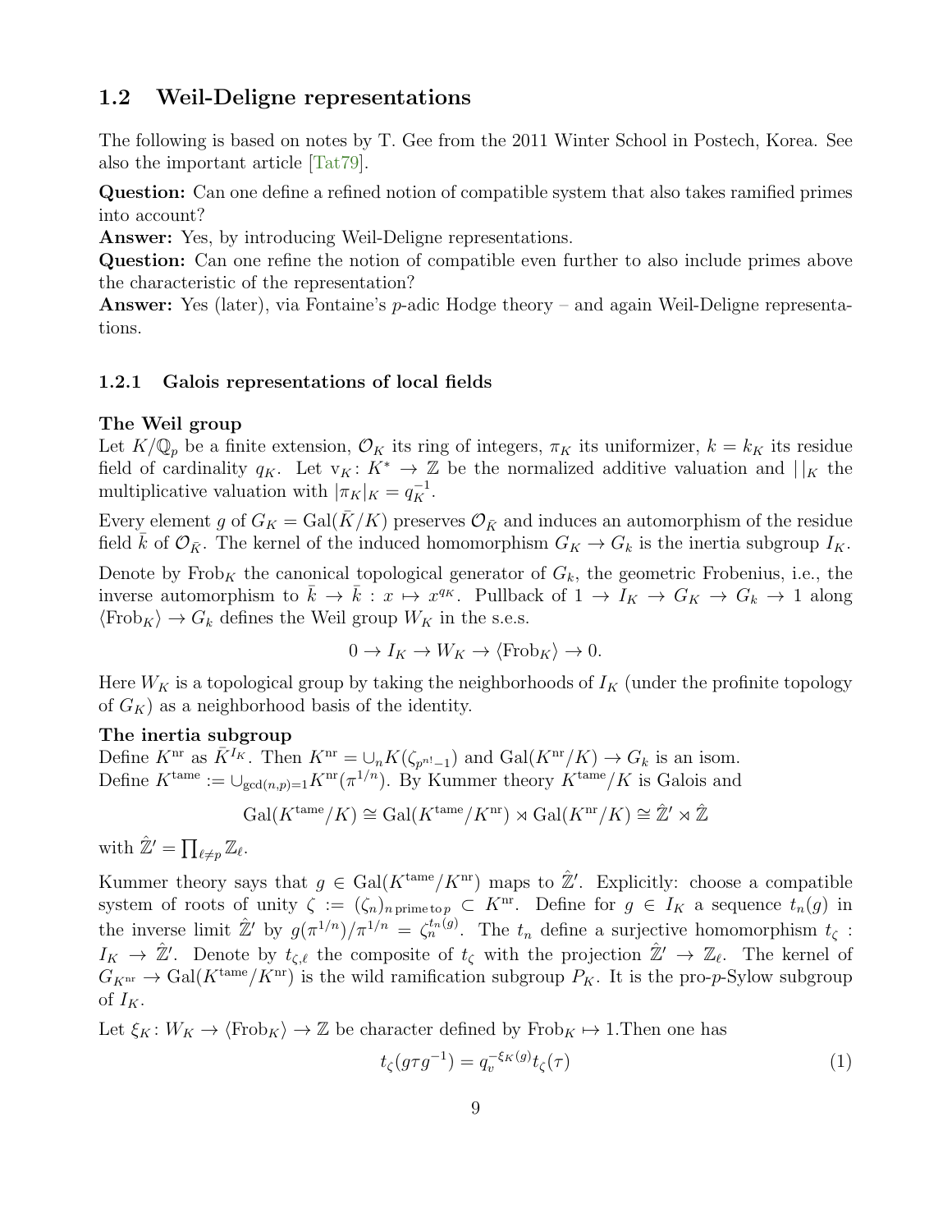## 1.2 Weil-Deligne representations

The following is based on notes by T. Gee from the 2011 Winter School in Postech, Korea. See also the important article [Tat79].

**Question:** Can one define a refined notion of compatible system that also takes ramified primes into account?
**Answer:** Yes, by introducing Weil-Deligne representations.
**Question:** Can one refine the notion of compatible even further to also include primes above the characteristic of the representation?
**Answer:** Yes (later), via Fontaine's $p$-adic Hodge theory – and again Weil-Deligne representations.

### 1.2.1 Galois representations of local fields

**The Weil group**
Let $K/\mathbb{Q}_p$ be a finite extension, $\mathcal{O}_K$ its ring of integers, $\pi_K$ its uniformizer, $k = k_K$ its residue field of cardinality $q_K$. Let $\mathrm{v}_K \colon K^* \to \mathbb{Z}$ be the normalized additive valuation and $|\,|_K$ the multiplicative valuation with $|\pi_K|_K = q_K^{-1}$.

Every element $g$ of $G_K = \mathrm{Gal}(\bar{K}/K)$ preserves $\mathcal{O}_{\bar{K}}$ and induces an automorphism of the residue field $\bar{k}$ of $\mathcal{O}_{\bar{K}}$. The kernel of the induced homomorphism $G_K \to G_k$ is the inertia subgroup $I_K$.

Denote by $\mathrm{Frob}_K$ the canonical topological generator of $G_k$, the geometric Frobenius, i.e., the inverse automorphism to $\bar{k} \to \bar{k} : x \mapsto x^{q_K}$. Pullback of $1 \to I_K \to G_K \to G_k \to 1$ along $\langle \mathrm{Frob}_K \rangle \to G_k$ defines the Weil group $W_K$ in the s.e.s.

$$0 \to I_K \to W_K \to \langle \mathrm{Frob}_K \rangle \to 0.$$

Here $W_K$ is a topological group by taking the neighborhoods of $I_K$ (under the profinite topology of $G_K$) as a neighborhood basis of the identity.

**The inertia subgroup**
Define $K^{\mathrm{nr}}$ as $\bar{K}^{I_K}$. Then $K^{\mathrm{nr}} = \cup_n K(\zeta_{p^{n!}-1})$ and $\mathrm{Gal}(K^{\mathrm{nr}}/K) \to G_k$ is an isom.
Define $K^{\mathrm{tame}} := \cup_{\gcd(n,p)=1} K^{\mathrm{nr}}(\pi^{1/n})$. By Kummer theory $K^{\mathrm{tame}}/K$ is Galois and

$$\mathrm{Gal}(K^{\mathrm{tame}}/K) \cong \mathrm{Gal}(K^{\mathrm{tame}}/K^{\mathrm{nr}}) \rtimes \mathrm{Gal}(K^{\mathrm{nr}}/K) \cong \hat{\mathbb{Z}}' \rtimes \hat{\mathbb{Z}}$$

with $\hat{\mathbb{Z}}' = \prod_{\ell \neq p} \mathbb{Z}_\ell$.

Kummer theory says that $g \in \mathrm{Gal}(K^{\mathrm{tame}}/K^{\mathrm{nr}})$ maps to $\hat{\mathbb{Z}}'$. Explicitly: choose a compatible system of roots of unity $\zeta := (\zeta_n)_{n\,\mathrm{prime\,to}\,p} \subset K^{\mathrm{nr}}$. Define for $g \in I_K$ a sequence $t_n(g)$ in the inverse limit $\hat{\mathbb{Z}}'$ by $g(\pi^{1/n})/\pi^{1/n} = \zeta_n^{t_n(g)}$. The $t_n$ define a surjective homomorphism $t_\zeta : I_K \to \hat{\mathbb{Z}}'$. Denote by $t_{\zeta,\ell}$ the composite of $t_\zeta$ with the projection $\hat{\mathbb{Z}}' \to \mathbb{Z}_\ell$. The kernel of $G_{K^{\mathrm{nr}}} \to \mathrm{Gal}(K^{\mathrm{tame}}/K^{\mathrm{nr}})$ is the wild ramification subgroup $P_K$. It is the pro-$p$-Sylow subgroup of $I_K$.

Let $\xi_K \colon W_K \to \langle \mathrm{Frob}_K \rangle \to \mathbb{Z}$ be character defined by $\mathrm{Frob}_K \mapsto 1$.Then one has

$$t_\zeta(g\tau g^{-1}) = q_v^{-\xi_K(g)} t_\zeta(\tau) \tag{1}$$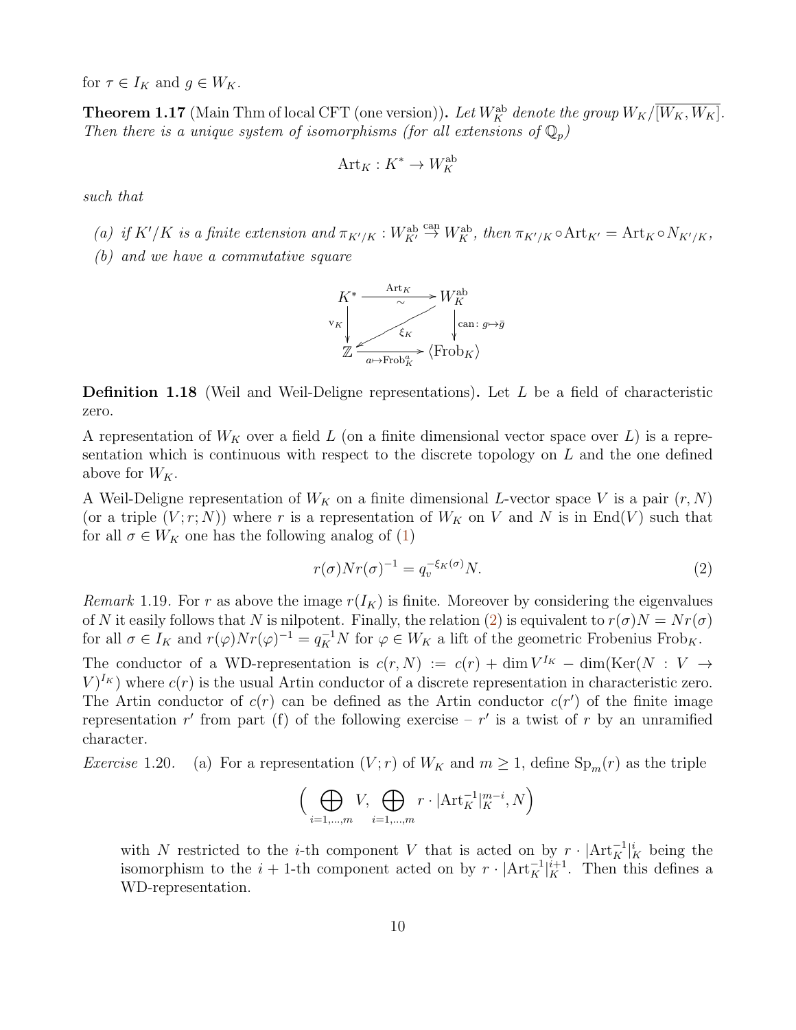for $\tau \in I_K$ and $g \in W_K$.

**Theorem 1.17** (Main Thm of local CFT (one version))**.** *Let $W_K^{\mathrm{ab}}$ denote the group $W_K/\overline{[W_K, W_K]}$. Then there is a unique system of isomorphisms (for all extensions of $\mathbb{Q}_p$)*

$$\mathrm{Art}_K : K^* \to W_K^{\mathrm{ab}}$$

*such that*

*(a) if $K'/K$ is a finite extension and $\pi_{K'/K} : W_{K'}^{\mathrm{ab}} \stackrel{\mathrm{can}}{\to} W_K^{\mathrm{ab}}$, then $\pi_{K'/K} \circ \mathrm{Art}_{K'} = \mathrm{Art}_K \circ N_{K'/K}$,*

*(b) and we have a commutative square*

$$\begin{array}{ccc} K^* & \xrightarrow[\sim]{\mathrm{Art}_K} & W_K^{\mathrm{ab}} \\ {\scriptstyle \mathrm{v}_K}\downarrow & \swarrow{\scriptstyle \xi_K} & \downarrow{\scriptstyle \mathrm{can}:\, g \mapsto \bar{g}} \\ \mathbb{Z} & \xrightarrow[a \mapsto \mathrm{Frob}_K^a]{} & \langle \mathrm{Frob}_K \rangle \end{array}$$

**Definition 1.18** (Weil and Weil-Deligne representations)**.** Let $L$ be a field of characteristic zero.

A representation of $W_K$ over a field $L$ (on a finite dimensional vector space over $L$) is a representation which is continuous with respect to the discrete topology on $L$ and the one defined above for $W_K$.

A Weil-Deligne representation of $W_K$ on a finite dimensional $L$-vector space $V$ is a pair $(r, N)$ (or a triple $(V; r; N)$) where $r$ is a representation of $W_K$ on $V$ and $N$ is in $\mathrm{End}(V)$ such that for all $\sigma \in W_K$ one has the following analog of (1)

$$r(\sigma) N r(\sigma)^{-1} = q_v^{-\xi_K(\sigma)} N. \tag{2}$$

*Remark* 1.19. For $r$ as above the image $r(I_K)$ is finite. Moreover by considering the eigenvalues of $N$ it easily follows that $N$ is nilpotent. Finally, the relation (2) is equivalent to $r(\sigma)N = Nr(\sigma)$ for all $\sigma \in I_K$ and $r(\varphi) N r(\varphi)^{-1} = q_K^{-1} N$ for $\varphi \in W_K$ a lift of the geometric Frobenius $\mathrm{Frob}_K$.

The conductor of a WD-representation is $c(r, N) := c(r) + \dim V^{I_K} - \dim(\mathrm{Ker}(N : V \to V)^{I_K})$ where $c(r)$ is the usual Artin conductor of a discrete representation in characteristic zero. The Artin conductor of $c(r)$ can be defined as the Artin conductor $c(r')$ of the finite image representation $r'$ from part (f) of the following exercise – $r'$ is a twist of $r$ by an unramified character.

*Exercise* 1.20. (a) For a representation $(V; r)$ of $W_K$ and $m \geq 1$, define $\mathrm{Sp}_m(r)$ as the triple

$$\Big( \bigoplus_{i=1,\ldots,m} V, \bigoplus_{i=1,\ldots,m} r \cdot |\mathrm{Art}_K^{-1}|_K^{m-i}, N \Big)$$

with $N$ restricted to the $i$-th component $V$ that is acted on by $r \cdot |\mathrm{Art}_K^{-1}|_K^i$ being the isomorphism to the $i+1$-th component acted on by $r \cdot |\mathrm{Art}_K^{-1}|_K^{i+1}$. Then this defines a WD-representation.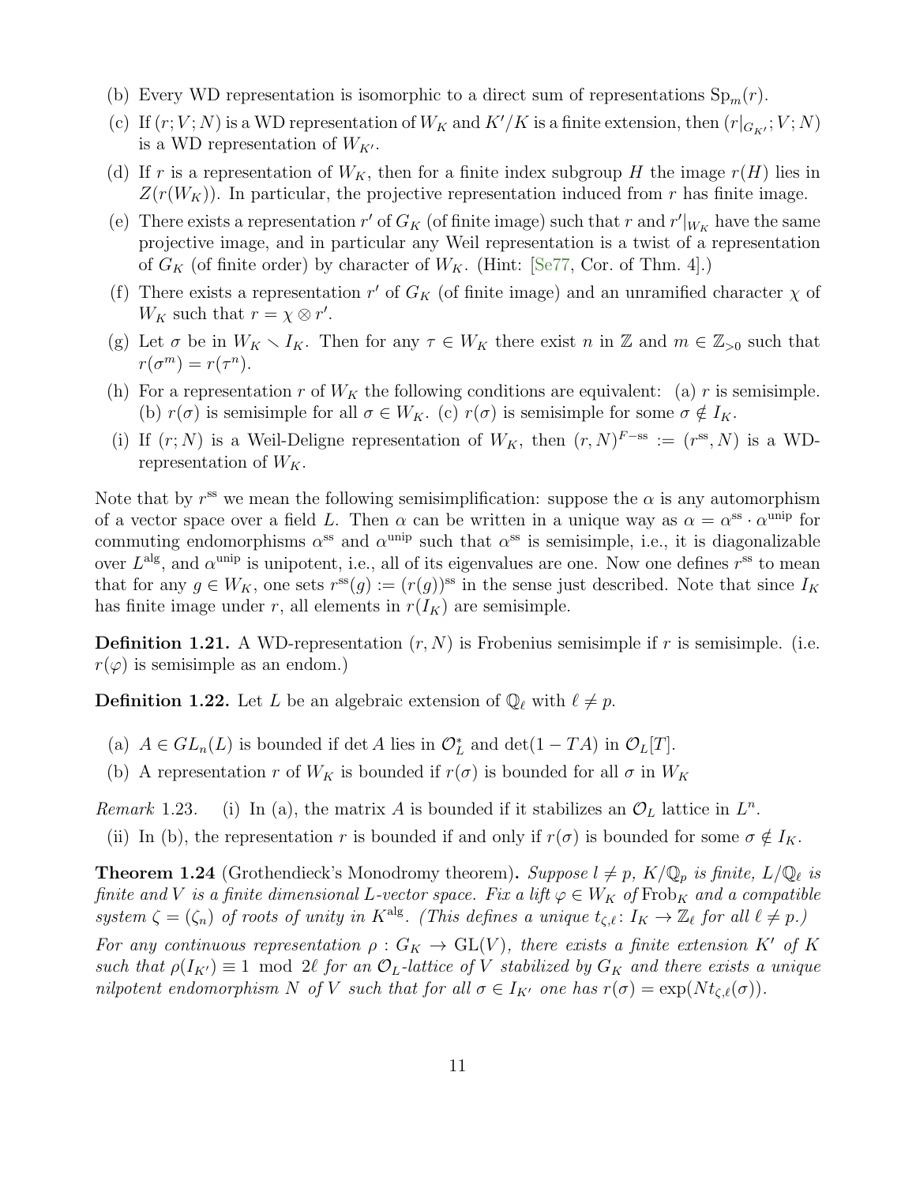(b) Every WD representation is isomorphic to a direct sum of representations $\mathrm{Sp}_m(r)$.

(c) If $(r; V; N)$ is a WD representation of $W_K$ and $K'/K$ is a finite extension, then $(r|_{G_{K'}}; V; N)$ is a WD representation of $W_{K'}$.

(d) If $r$ is a representation of $W_K$, then for a finite index subgroup $H$ the image $r(H)$ lies in $Z(r(W_K))$. In particular, the projective representation induced from $r$ has finite image.

(e) There exists a representation $r'$ of $G_K$ (of finite image) such that $r$ and $r'|_{W_K}$ have the same projective image, and in particular any Weil representation is a twist of a representation of $G_K$ (of finite order) by character of $W_K$. (Hint: [Se77, Cor. of Thm. 4].)

(f) There exists a representation $r'$ of $G_K$ (of finite image) and an unramified character $\chi$ of $W_K$ such that $r = \chi \otimes r'$.

(g) Let $\sigma$ be in $W_K \smallsetminus I_K$. Then for any $\tau \in W_K$ there exist $n$ in $\mathbb{Z}$ and $m \in \mathbb{Z}_{>0}$ such that $r(\sigma^m) = r(\tau^n)$.

(h) For a representation $r$ of $W_K$ the following conditions are equivalent: (a) $r$ is semisimple. (b) $r(\sigma)$ is semisimple for all $\sigma \in W_K$. (c) $r(\sigma)$ is semisimple for some $\sigma \notin I_K$.

(i) If $(r; N)$ is a Weil-Deligne representation of $W_K$, then $(r, N)^{F-\mathrm{ss}} := (r^{\mathrm{ss}}, N)$ is a WD-representation of $W_K$.

Note that by $r^{\mathrm{ss}}$ we mean the following semisimplification: suppose the $\alpha$ is any automorphism of a vector space over a field $L$. Then $\alpha$ can be written in a unique way as $\alpha = \alpha^{\mathrm{ss}} \cdot \alpha^{\mathrm{unip}}$ for commuting endomorphisms $\alpha^{\mathrm{ss}}$ and $\alpha^{\mathrm{unip}}$ such that $\alpha^{\mathrm{ss}}$ is semisimple, i.e., it is diagonalizable over $L^{\mathrm{alg}}$, and $\alpha^{\mathrm{unip}}$ is unipotent, i.e., all of its eigenvalues are one. Now one defines $r^{\mathrm{ss}}$ to mean that for any $g \in W_K$, one sets $r^{\mathrm{ss}}(g) := (r(g))^{\mathrm{ss}}$ in the sense just described. Note that since $I_K$ has finite image under $r$, all elements in $r(I_K)$ are semisimple.

**Definition 1.21.** A WD-representation $(r, N)$ is Frobenius semisimple if $r$ is semisimple. (i.e. $r(\varphi)$ is semisimple as an endom.)

**Definition 1.22.** Let $L$ be an algebraic extension of $\mathbb{Q}_\ell$ with $\ell \neq p$.

(a) $A \in GL_n(L)$ is bounded if $\det A$ lies in $\mathcal{O}_L^*$ and $\det(1 - TA)$ in $\mathcal{O}_L[T]$.

(b) A representation $r$ of $W_K$ is bounded if $r(\sigma)$ is bounded for all $\sigma$ in $W_K$

*Remark* 1.23. (i) In (a), the matrix $A$ is bounded if it stabilizes an $\mathcal{O}_L$ lattice in $L^n$.

(ii) In (b), the representation $r$ is bounded if and only if $r(\sigma)$ is bounded for some $\sigma \notin I_K$.

**Theorem 1.24** (Grothendieck's Monodromy theorem). *Suppose $l \neq p$, $K/\mathbb{Q}_p$ is finite, $L/\mathbb{Q}_\ell$ is finite and $V$ is a finite dimensional $L$-vector space. Fix a lift $\varphi \in W_K$ of $\mathrm{Frob}_K$ and a compatible system $\zeta = (\zeta_n)$ of roots of unity in $K^{\mathrm{alg}}$. (This defines a unique $t_{\zeta,\ell} \colon I_K \to \mathbb{Z}_\ell$ for all $\ell \neq p$.)*

*For any continuous representation $\rho : G_K \to \mathrm{GL}(V)$, there exists a finite extension $K'$ of $K$ such that $\rho(I_{K'}) \equiv 1 \mod 2\ell$ for an $\mathcal{O}_L$-lattice of $V$ stabilized by $G_K$ and there exists a unique nilpotent endomorphism $N$ of $V$ such that for all $\sigma \in I_{K'}$ one has $r(\sigma) = \exp(Nt_{\zeta,\ell}(\sigma))$.*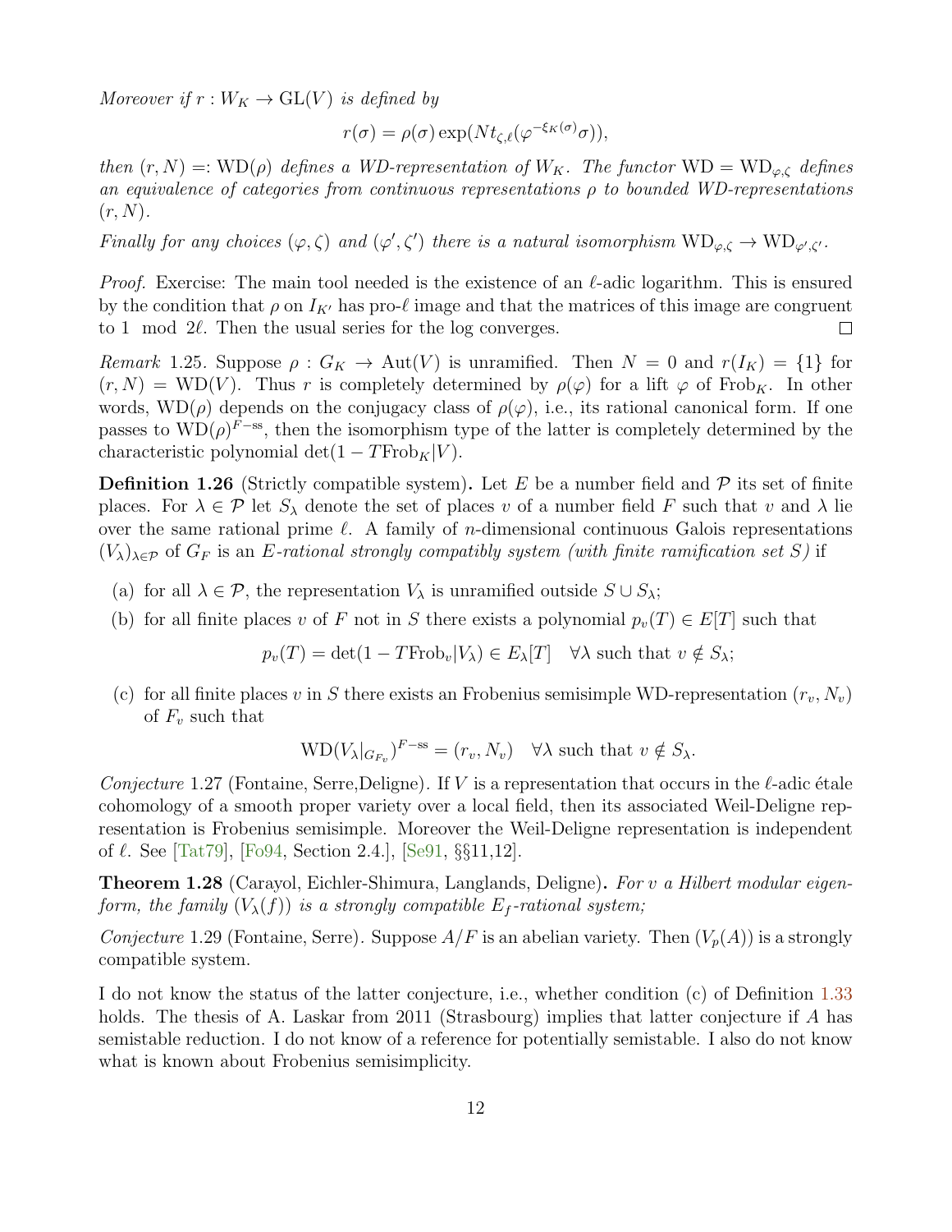*Moreover if $r : W_K \to \mathrm{GL}(V)$ is defined by*

$$r(\sigma) = \rho(\sigma)\exp(Nt_{\zeta,\ell}(\varphi^{-\xi_K(\sigma)}\sigma)),$$

*then $(r, N) =: \mathrm{WD}(\rho)$ defines a WD-representation of $W_K$. The functor $\mathrm{WD} = \mathrm{WD}_{\varphi,\zeta}$ defines an equivalence of categories from continuous representations $\rho$ to bounded WD-representations $(r, N)$.*

*Finally for any choices $(\varphi, \zeta)$ and $(\varphi', \zeta')$ there is a natural isomorphism $\mathrm{WD}_{\varphi,\zeta} \to \mathrm{WD}_{\varphi',\zeta'}$.*

*Proof.* Exercise: The main tool needed is the existence of an $\ell$-adic logarithm. This is ensured by the condition that $\rho$ on $I_{K'}$ has pro-$\ell$ image and that the matrices of this image are congruent to $1 \mod 2\ell$. Then the usual series for the log converges. □

*Remark* 1.25. Suppose $\rho : G_K \to \mathrm{Aut}(V)$ is unramified. Then $N = 0$ and $r(I_K) = \{1\}$ for $(r, N) = \mathrm{WD}(V)$. Thus $r$ is completely determined by $\rho(\varphi)$ for a lift $\varphi$ of $\mathrm{Frob}_K$. In other words, $\mathrm{WD}(\rho)$ depends on the conjugacy class of $\rho(\varphi)$, i.e., its rational canonical form. If one passes to $\mathrm{WD}(\rho)^{F-\mathrm{ss}}$, then the isomorphism type of the latter is completely determined by the characteristic polynomial $\det(1 - T\mathrm{Frob}_K|V)$.

**Definition 1.26** (Strictly compatible system)**.** Let $E$ be a number field and $\mathcal{P}$ its set of finite places. For $\lambda \in \mathcal{P}$ let $S_\lambda$ denote the set of places $v$ of a number field $F$ such that $v$ and $\lambda$ lie over the same rational prime $\ell$. A family of $n$-dimensional continuous Galois representations $(V_\lambda)_{\lambda\in\mathcal{P}}$ of $G_F$ is an *$E$-rational strongly compatibly system (with finite ramification set $S$)* if

(a) for all $\lambda \in \mathcal{P}$, the representation $V_\lambda$ is unramified outside $S \cup S_\lambda$;

(b) for all finite places $v$ of $F$ not in $S$ there exists a polynomial $p_v(T) \in E[T]$ such that

$$p_v(T) = \det(1 - T\mathrm{Frob}_v|V_\lambda) \in E_\lambda[T] \quad \forall \lambda \text{ such that } v \notin S_\lambda;$$

(c) for all finite places $v$ in $S$ there exists an Frobenius semisimple WD-representation $(r_v, N_v)$ of $F_v$ such that

$$\mathrm{WD}(V_\lambda|_{G_{F_v}})^{F-\mathrm{ss}} = (r_v, N_v) \quad \forall \lambda \text{ such that } v \notin S_\lambda.$$

*Conjecture* 1.27 (Fontaine, Serre,Deligne). If $V$ is a representation that occurs in the $\ell$-adic étale cohomology of a smooth proper variety over a local field, then its associated Weil-Deligne representation is Frobenius semisimple. Moreover the Weil-Deligne representation is independent of $\ell$. See [Tat79], [Fo94, Section 2.4.], [Se91, §§11,12].

**Theorem 1.28** (Carayol, Eichler-Shimura, Langlands, Deligne)**.** *For $v$ a Hilbert modular eigenform, the family $(V_\lambda(f))$ is a strongly compatible $E_f$-rational system;*

*Conjecture* 1.29 (Fontaine, Serre). Suppose $A/F$ is an abelian variety. Then $(V_p(A))$ is a strongly compatible system.

I do not know the status of the latter conjecture, i.e., whether condition (c) of Definition 1.33 holds. The thesis of A. Laskar from 2011 (Strasbourg) implies that latter conjecture if $A$ has semistable reduction. I do not know of a reference for potentially semistable. I also do not know what is known about Frobenius semisimplicity.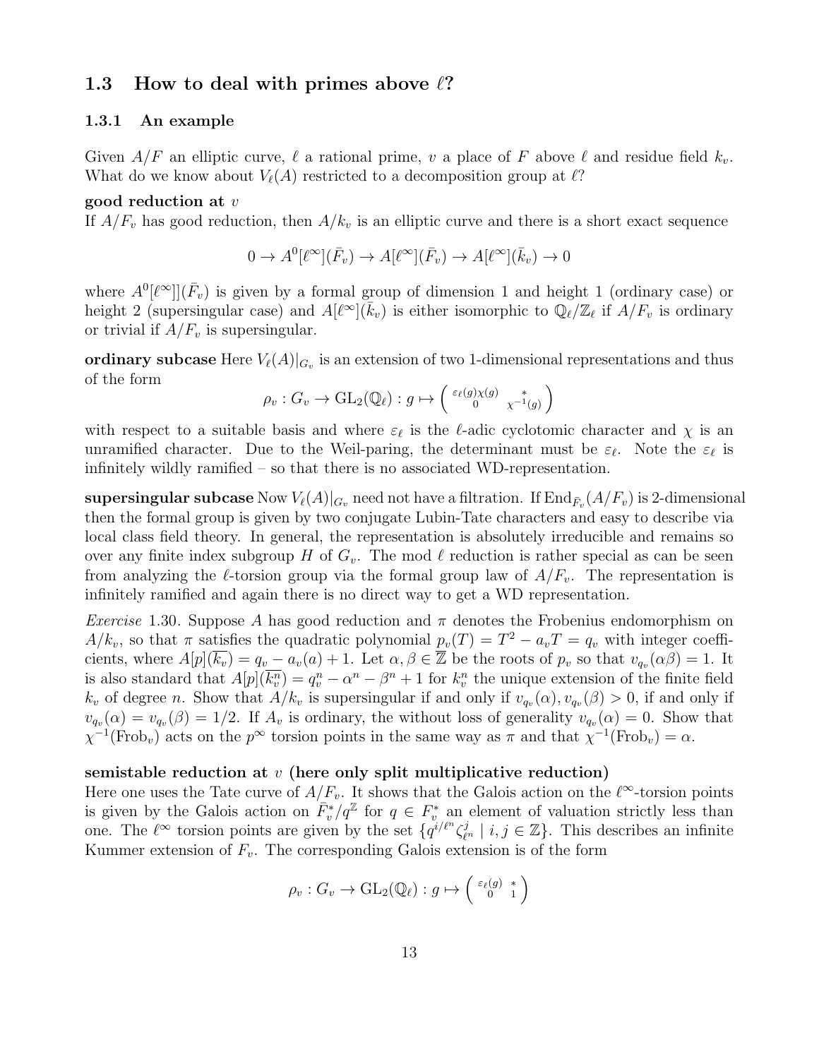## 1.3 How to deal with primes above $\ell$?

### 1.3.1 An example

Given $A/F$ an elliptic curve, $\ell$ a rational prime, $v$ a place of $F$ above $\ell$ and residue field $k_v$. What do we know about $V_\ell(A)$ restricted to a decomposition group at $\ell$?

**good reduction at $v$**

If $A/F_v$ has good reduction, then $A/k_v$ is an elliptic curve and there is a short exact sequence

$$0 \to A^0[\ell^\infty](\bar{F}_v) \to A[\ell^\infty](\bar{F}_v) \to A[\ell^\infty](\bar{k}_v) \to 0$$

where $A^0[\ell^\infty]](\bar{F}_v)$ is given by a formal group of dimension 1 and height 1 (ordinary case) or height 2 (supersingular case) and $A[\ell^\infty](\bar{k}_v)$ is either isomorphic to $\mathbb{Q}_\ell/\mathbb{Z}_\ell$ if $A/F_v$ is ordinary or trivial if $A/F_v$ is supersingular.

**ordinary subcase** Here $V_\ell(A)|_{G_v}$ is an extension of two 1-dimensional representations and thus of the form

$$\rho_v : G_v \to \mathrm{GL}_2(\mathbb{Q}_\ell) : g \mapsto \begin{pmatrix} \varepsilon_\ell(g)\chi(g) & * \\ 0 & \chi^{-1}(g) \end{pmatrix}$$

with respect to a suitable basis and where $\varepsilon_\ell$ is the $\ell$-adic cyclotomic character and $\chi$ is an unramified character. Due to the Weil-paring, the determinant must be $\varepsilon_\ell$. Note the $\varepsilon_\ell$ is infinitely wildly ramified – so that there is no associated WD-representation.

**supersingular subcase** Now $V_\ell(A)|_{G_v}$ need not have a filtration. If $\mathrm{End}_{\bar{F}_v}(A/F_v)$ is 2-dimensional then the formal group is given by two conjugate Lubin-Tate characters and easy to describe via local class field theory. In general, the representation is absolutely irreducible and remains so over any finite index subgroup $H$ of $G_v$. The mod $\ell$ reduction is rather special as can be seen from analyzing the $\ell$-torsion group via the formal group law of $A/F_v$. The representation is infinitely ramified and again there is no direct way to get a WD representation.

*Exercise* 1.30. Suppose $A$ has good reduction and $\pi$ denotes the Frobenius endomorphism on $A/k_v$, so that $\pi$ satisfies the quadratic polynomial $p_v(T) = T^2 - a_vT = q_v$ with integer coefficients, where $A[p](\overline{k_v}) = q_v - a_v(a) + 1$. Let $\alpha, \beta \in \overline{\mathbb{Z}}$ be the roots of $p_v$ so that $v_{q_v}(\alpha\beta) = 1$. It is also standard that $A[p](\overline{k_v^n}) = q_v^n - \alpha^n - \beta^n + 1$ for $k_v^n$ the unique extension of the finite field $k_v$ of degree $n$. Show that $A/k_v$ is supersingular if and only if $v_{q_v}(\alpha), v_{q_v}(\beta) > 0$, if and only if $v_{q_v}(\alpha) = v_{q_v}(\beta) = 1/2$. If $A_v$ is ordinary, the without loss of generality $v_{q_v}(\alpha) = 0$. Show that $\chi^{-1}(\mathrm{Frob}_v)$ acts on the $p^\infty$ torsion points in the same way as $\pi$ and that $\chi^{-1}(\mathrm{Frob}_v) = \alpha$.

**semistable reduction at $v$ (here only split multiplicative reduction)**

Here one uses the Tate curve of $A/F_v$. It shows that the Galois action on the $\ell^\infty$-torsion points is given by the Galois action on $\bar{F}_v^*/q^{\mathbb{Z}}$ for $q \in F_v^*$ an element of valuation strictly less than one. The $\ell^\infty$ torsion points are given by the set $\{q^{i/\ell^n}\zeta_{\ell^n}^j \mid i, j \in \mathbb{Z}\}$. This describes an infinite Kummer extension of $F_v$. The corresponding Galois extension is of the form

$$\rho_v : G_v \to \mathrm{GL}_2(\mathbb{Q}_\ell) : g \mapsto \begin{pmatrix} \varepsilon_\ell(g) & * \\ 0 & 1 \end{pmatrix}$$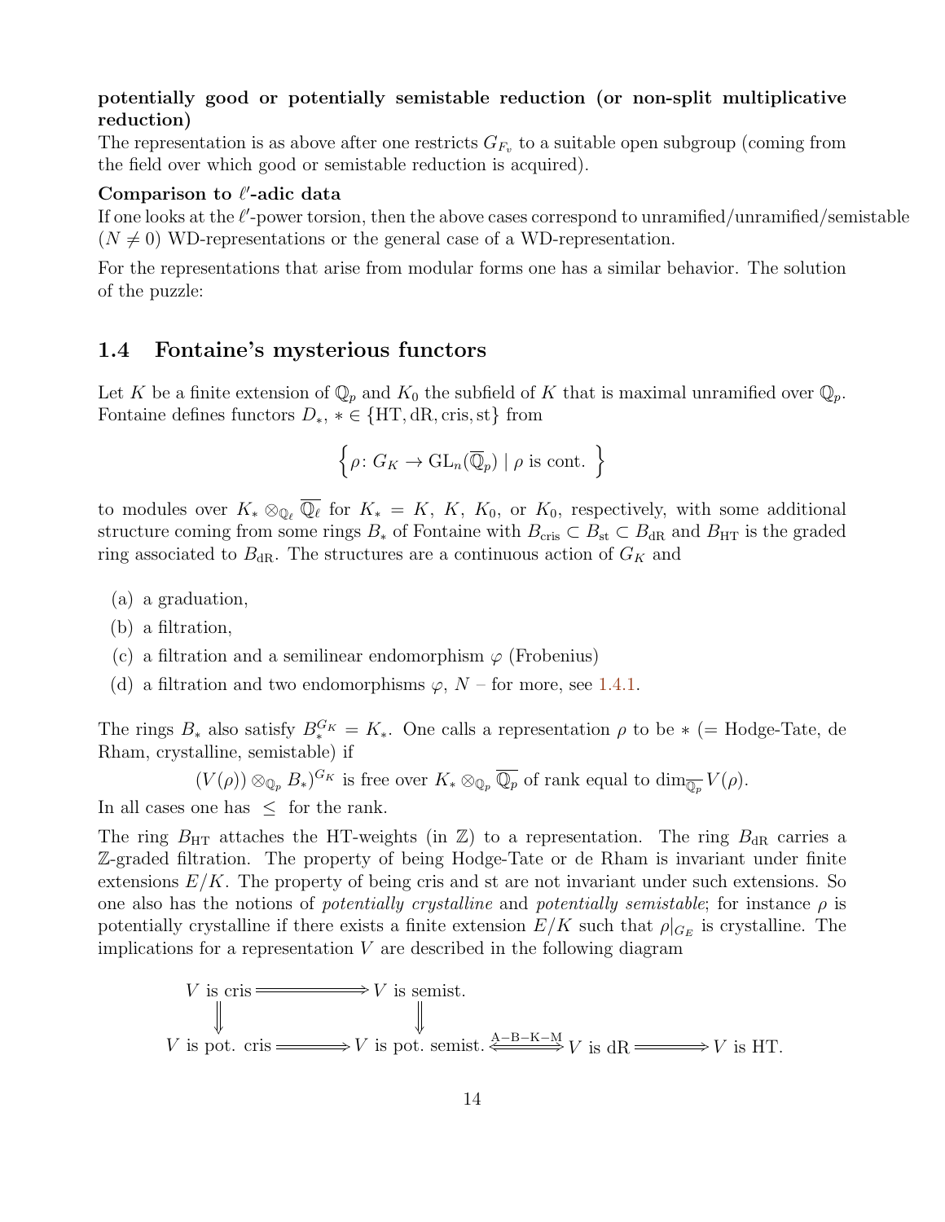**potentially good or potentially semistable reduction (or non-split multiplicative reduction)**

The representation is as above after one restricts $G_{F_v}$ to a suitable open subgroup (coming from the field over which good or semistable reduction is acquired).

**Comparison to $\ell'$-adic data**

If one looks at the $\ell'$-power torsion, then the above cases correspond to unramified/unramified/semistable ($N \neq 0$) WD-representations or the general case of a WD-representation.

For the representations that arise from modular forms one has a similar behavior. The solution of the puzzle:

## 1.4 Fontaine's mysterious functors

Let $K$ be a finite extension of $\mathbb{Q}_p$ and $K_0$ the subfield of $K$ that is maximal unramified over $\mathbb{Q}_p$. Fontaine defines functors $D_*$, $* \in \{\mathrm{HT}, \mathrm{dR}, \mathrm{cris}, \mathrm{st}\}$ from

$$\Big\{\rho \colon G_K \to \mathrm{GL}_n(\overline{\mathbb{Q}}_p) \mid \rho \text{ is cont. } \Big\}$$

to modules over $K_* \otimes_{\mathbb{Q}_\ell} \overline{\mathbb{Q}_\ell}$ for $K_* = K$, $K$, $K_0$, or $K_0$, respectively, with some additional structure coming from some rings $B_*$ of Fontaine with $B_{\mathrm{cris}} \subset B_{\mathrm{st}} \subset B_{\mathrm{dR}}$ and $B_{\mathrm{HT}}$ is the graded ring associated to $B_{\mathrm{dR}}$. The structures are a continuous action of $G_K$ and

(a) a graduation,

(b) a filtration,

(c) a filtration and a semilinear endomorphism $\varphi$ (Frobenius)

(d) a filtration and two endomorphisms $\varphi$, $N$ – for more, see 1.4.1.

The rings $B_*$ also satisfy $B_*^{G_K} = K_*$. One calls a representation $\rho$ to be $*$ (= Hodge-Tate, de Rham, crystalline, semistable) if

$$(V(\rho)) \otimes_{\mathbb{Q}_p} B_*)^{G_K} \text{ is free over } K_* \otimes_{\mathbb{Q}_p} \overline{\mathbb{Q}_p} \text{ of rank equal to } \dim_{\overline{\mathbb{Q}_p}} V(\rho).$$

In all cases one has $\leq$ for the rank.

The ring $B_{\mathrm{HT}}$ attaches the HT-weights (in $\mathbb{Z}$) to a representation. The ring $B_{\mathrm{dR}}$ carries a $\mathbb{Z}$-graded filtration. The property of being Hodge-Tate or de Rham is invariant under finite extensions $E/K$. The property of being cris and st are not invariant under such extensions. So one also has the notions of *potentially crystalline* and *potentially semistable*; for instance $\rho$ is potentially crystalline if there exists a finite extension $E/K$ such that $\rho|_{G_E}$ is crystalline. The implications for a representation $V$ are described in the following diagram

$$\begin{array}{ccccccc}
V \text{ is cris} & \Longrightarrow & V \text{ is semist.} & & & & \\
\Downarrow & & \Downarrow & & & & \\
V \text{ is pot. cris} & \Longrightarrow & V \text{ is pot. semist.} & \overset{\text{A-B-K-M}}{\Longleftrightarrow} & V \text{ is dR} & \Longrightarrow & V \text{ is HT.}
\end{array}$$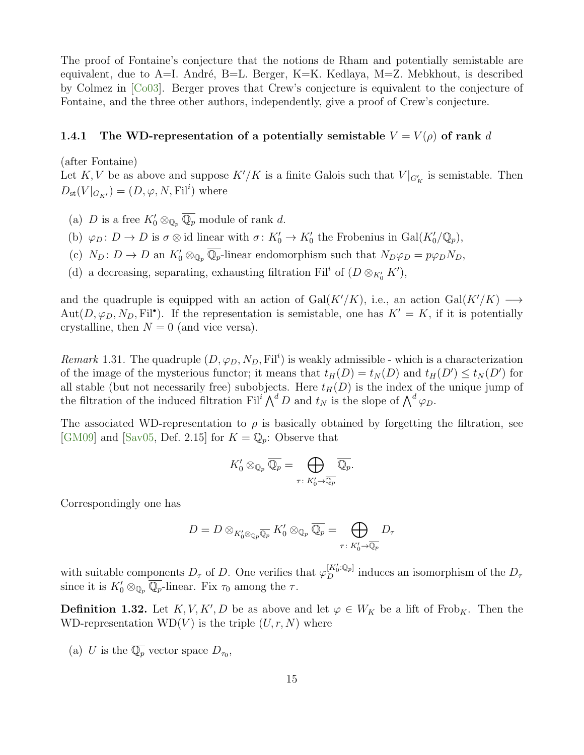The proof of Fontaine's conjecture that the notions de Rham and potentially semistable are equivalent, due to A=I. André, B=L. Berger, K=K. Kedlaya, M=Z. Mebkhout, is described by Colmez in [Co03]. Berger proves that Crew's conjecture is equivalent to the conjecture of Fontaine, and the three other authors, independently, give a proof of Crew's conjecture.

### 1.4.1 The WD-representation of a potentially semistable $V = V(\rho)$ of rank $d$

(after Fontaine)
Let $K, V$ be as above and suppose $K'/K$ is a finite Galois such that $V|_{G'_K}$ is semistable. Then $D_{\mathrm{st}}(V|_{G_{K'}}) = (D, \varphi, N, \mathrm{Fil}^i)$ where

(a) $D$ is a free $K'_0 \otimes_{\mathbb{Q}_p} \overline{\mathbb{Q}_p}$ module of rank $d$.

(b) $\varphi_D \colon D \to D$ is $\sigma \otimes \mathrm{id}$ linear with $\sigma \colon K'_0 \to K'_0$ the Frobenius in $\mathrm{Gal}(K'_0/\mathbb{Q}_p)$,

(c) $N_D \colon D \to D$ an $K'_0 \otimes_{\mathbb{Q}_p} \overline{\mathbb{Q}_p}$-linear endomorphism such that $N_D \varphi_D = p \varphi_D N_D$,

(d) a decreasing, separating, exhausting filtration $\mathrm{Fil}^i$ of $(D \otimes_{K'_0} K')$,

and the quadruple is equipped with an action of $\mathrm{Gal}(K'/K)$, i.e., an action $\mathrm{Gal}(K'/K) \longrightarrow \mathrm{Aut}(D, \varphi_D, N_D, \mathrm{Fil}^\bullet)$. If the representation is semistable, one has $K' = K$, if it is potentially crystalline, then $N = 0$ (and vice versa).

*Remark* 1.31. The quadruple $(D, \varphi_D, N_D, \mathrm{Fil}^i)$ is weakly admissible - which is a characterization of the image of the mysterious functor; it means that $t_H(D) = t_N(D)$ and $t_H(D') \leq t_N(D')$ for all stable (but not necessarily free) subobjects. Here $t_H(D)$ is the index of the unique jump of the filtration of the induced filtration $\mathrm{Fil}^i \bigwedge^d D$ and $t_N$ is the slope of $\bigwedge^d \varphi_D$.

The associated WD-representation to $\rho$ is basically obtained by forgetting the filtration, see [GM09] and [Sav05, Def. 2.15] for $K = \mathbb{Q}_p$: Observe that

$$K'_0 \otimes_{\mathbb{Q}_p} \overline{\mathbb{Q}_p} = \bigoplus_{\tau \colon K'_0 \to \overline{\mathbb{Q}_p}} \overline{\mathbb{Q}_p}.$$

Correspondingly one has

$$D = D \otimes_{K'_0 \otimes_{\mathbb{Q}_p} \overline{\mathbb{Q}_p}} K'_0 \otimes_{\mathbb{Q}_p} \overline{\mathbb{Q}_p} = \bigoplus_{\tau \colon K'_0 \to \overline{\mathbb{Q}_p}} D_\tau$$

with suitable components $D_\tau$ of $D$. One verifies that $\varphi_D^{[K'_0:\mathbb{Q}_p]}$ induces an isomorphism of the $D_\tau$ since it is $K'_0 \otimes_{\mathbb{Q}_p} \overline{\mathbb{Q}_p}$-linear. Fix $\tau_0$ among the $\tau$.

**Definition 1.32.** Let $K, V, K', D$ be as above and let $\varphi \in W_K$ be a lift of $\mathrm{Frob}_K$. Then the WD-representation $\mathrm{WD}(V)$ is the triple $(U, r, N)$ where

(a) $U$ is the $\overline{\mathbb{Q}_p}$ vector space $D_{\tau_0}$,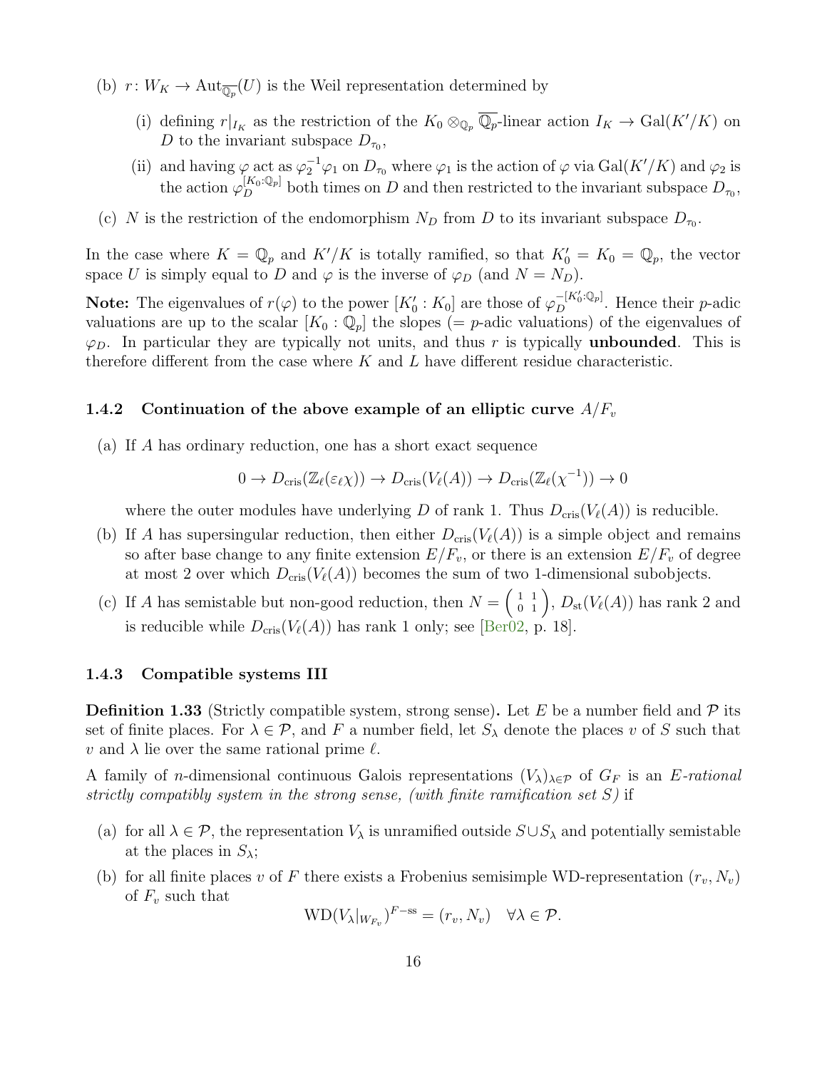(b) $r\colon W_K \to \mathrm{Aut}_{\overline{\mathbb{Q}_p}}(U)$ is the Weil representation determined by

   (i) defining $r|_{I_K}$ as the restriction of the $K_0 \otimes_{\mathbb{Q}_p} \overline{\mathbb{Q}_p}$-linear action $I_K \to \mathrm{Gal}(K'/K)$ on $D$ to the invariant subspace $D_{\tau_0}$,

   (ii) and having $\varphi$ act as $\varphi_2^{-1}\varphi_1$ on $D_{\tau_0}$ where $\varphi_1$ is the action of $\varphi$ via $\mathrm{Gal}(K'/K)$ and $\varphi_2$ is the action $\varphi_D^{[K_0:\mathbb{Q}_p]}$ both times on $D$ and then restricted to the invariant subspace $D_{\tau_0}$,

(c) $N$ is the restriction of the endomorphism $N_D$ from $D$ to its invariant subspace $D_{\tau_0}$.

In the case where $K = \mathbb{Q}_p$ and $K'/K$ is totally ramified, so that $K_0' = K_0 = \mathbb{Q}_p$, the vector space $U$ is simply equal to $D$ and $\varphi$ is the inverse of $\varphi_D$ (and $N = N_D$).

**Note:** The eigenvalues of $r(\varphi)$ to the power $[K_0' : K_0]$ are those of $\varphi_D^{-[K_0':\mathbb{Q}_p]}$. Hence their $p$-adic valuations are up to the scalar $[K_0 : \mathbb{Q}_p]$ the slopes (= $p$-adic valuations) of the eigenvalues of $\varphi_D$. In particular they are typically not units, and thus $r$ is typically **unbounded**. This is therefore different from the case where $K$ and $L$ have different residue characteristic.

### 1.4.2 Continuation of the above example of an elliptic curve $A/F_v$

(a) If $A$ has ordinary reduction, one has a short exact sequence

$$0 \to D_{\mathrm{cris}}(\mathbb{Z}_\ell(\varepsilon_\ell\chi)) \to D_{\mathrm{cris}}(V_\ell(A)) \to D_{\mathrm{cris}}(\mathbb{Z}_\ell(\chi^{-1})) \to 0$$

where the outer modules have underlying $D$ of rank 1. Thus $D_{\mathrm{cris}}(V_\ell(A))$ is reducible.

(b) If $A$ has supersingular reduction, then either $D_{\mathrm{cris}}(V_\ell(A))$ is a simple object and remains so after base change to any finite extension $E/F_v$, or there is an extension $E/F_v$ of degree at most 2 over which $D_{\mathrm{cris}}(V_\ell(A))$ becomes the sum of two 1-dimensional subobjects.

(c) If $A$ has semistable but non-good reduction, then $N = \begin{pmatrix} 1 & 1 \\ 0 & 1 \end{pmatrix}$, $D_{\mathrm{st}}(V_\ell(A))$ has rank 2 and is reducible while $D_{\mathrm{cris}}(V_\ell(A))$ has rank 1 only; see [Ber02, p. 18].

### 1.4.3 Compatible systems III

**Definition 1.33** (Strictly compatible system, strong sense)**.** Let $E$ be a number field and $\mathcal{P}$ its set of finite places. For $\lambda \in \mathcal{P}$, and $F$ a number field, let $S_\lambda$ denote the places $v$ of $S$ such that $v$ and $\lambda$ lie over the same rational prime $\ell$.

A family of $n$-dimensional continuous Galois representations $(V_\lambda)_{\lambda\in\mathcal{P}}$ of $G_F$ is an *$E$-rational strictly compatibly system in the strong sense, (with finite ramification set $S$)* if

(a) for all $\lambda \in \mathcal{P}$, the representation $V_\lambda$ is unramified outside $S \cup S_\lambda$ and potentially semistable at the places in $S_\lambda$;

(b) for all finite places $v$ of $F$ there exists a Frobenius semisimple WD-representation $(r_v, N_v)$ of $F_v$ such that

$$\mathrm{WD}(V_\lambda|_{W_{F_v}})^{F\text{-ss}} = (r_v, N_v) \quad \forall \lambda \in \mathcal{P}.$$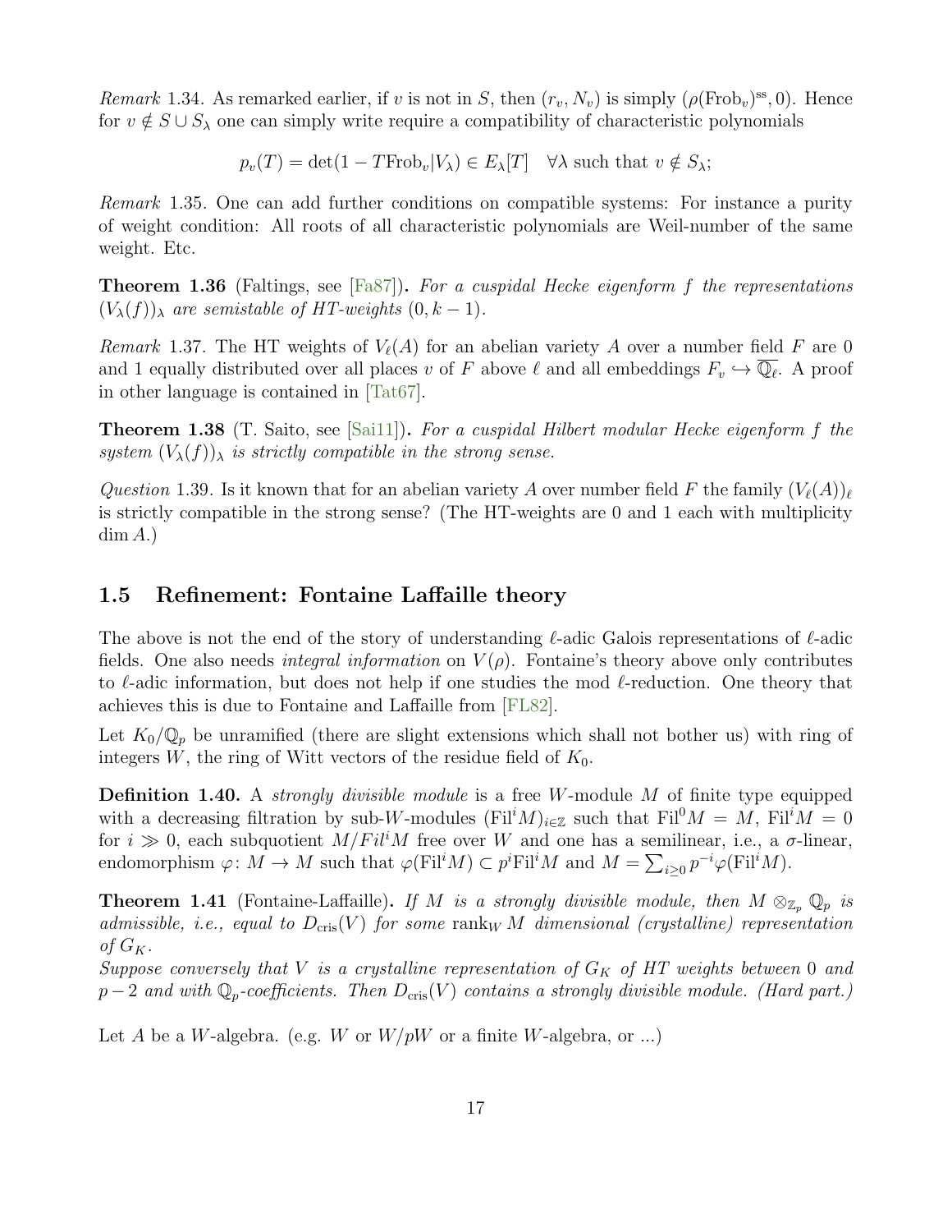*Remark* 1.34. As remarked earlier, if $v$ is not in $S$, then $(r_v, N_v)$ is simply $(\rho(\mathrm{Frob}_v)^{\mathrm{ss}}, 0)$. Hence for $v \notin S \cup S_\lambda$ one can simply write require a compatibility of characteristic polynomials

$$p_v(T) = \det(1 - T\mathrm{Frob}_v|V_\lambda) \in E_\lambda[T] \quad \forall \lambda \text{ such that } v \notin S_\lambda;$$

*Remark* 1.35. One can add further conditions on compatible systems: For instance a purity of weight condition: All roots of all characteristic polynomials are Weil-number of the same weight. Etc.

**Theorem 1.36** (Faltings, see [Fa87]). *For a cuspidal Hecke eigenform $f$ the representations $(V_\lambda(f))_\lambda$ are semistable of HT-weights $(0, k-1)$.*

*Remark* 1.37. The HT weights of $V_\ell(A)$ for an abelian variety $A$ over a number field $F$ are 0 and 1 equally distributed over all places $v$ of $F$ above $\ell$ and all embeddings $F_v \hookrightarrow \overline{\mathbb{Q}_\ell}$. A proof in other language is contained in [Tat67].

**Theorem 1.38** (T. Saito, see [Sai11]). *For a cuspidal Hilbert modular Hecke eigenform $f$ the system $(V_\lambda(f))_\lambda$ is strictly compatible in the strong sense.*

*Question* 1.39. Is it known that for an abelian variety $A$ over number field $F$ the family $(V_\ell(A))_\ell$ is strictly compatible in the strong sense? (The HT-weights are 0 and 1 each with multiplicity $\dim A$.)

## 1.5 Refinement: Fontaine Laffaille theory

The above is not the end of the story of understanding $\ell$-adic Galois representations of $\ell$-adic fields. One also needs *integral information* on $V(\rho)$. Fontaine's theory above only contributes to $\ell$-adic information, but does not help if one studies the mod $\ell$-reduction. One theory that achieves this is due to Fontaine and Laffaille from [FL82].

Let $K_0/\mathbb{Q}_p$ be unramified (there are slight extensions which shall not bother us) with ring of integers $W$, the ring of Witt vectors of the residue field of $K_0$.

**Definition 1.40.** A *strongly divisible module* is a free $W$-module $M$ of finite type equipped with a decreasing filtration by sub-$W$-modules $(\mathrm{Fil}^i M)_{i \in \mathbb{Z}}$ such that $\mathrm{Fil}^0 M = M$, $\mathrm{Fil}^i M = 0$ for $i \gg 0$, each subquotient $M/Fil^i M$ free over $W$ and one has a semilinear, i.e., a $\sigma$-linear, endomorphism $\varphi \colon M \to M$ such that $\varphi(\mathrm{Fil}^i M) \subset p^i \mathrm{Fil}^i M$ and $M = \sum_{i \geq 0} p^{-i} \varphi(\mathrm{Fil}^i M)$.

**Theorem 1.41** (Fontaine-Laffaille). *If $M$ is a strongly divisible module, then $M \otimes_{\mathbb{Z}_p} \mathbb{Q}_p$ is admissible, i.e., equal to $D_{\mathrm{cris}}(V)$ for some $\mathrm{rank}_W M$ dimensional (crystalline) representation of $G_K$.*
*Suppose conversely that $V$ is a crystalline representation of $G_K$ of HT weights between 0 and $p-2$ and with $\mathbb{Q}_p$-coefficients. Then $D_{\mathrm{cris}}(V)$ contains a strongly divisible module. (Hard part.)*

Let $A$ be a $W$-algebra. (e.g. $W$ or $W/pW$ or a finite $W$-algebra, or ...)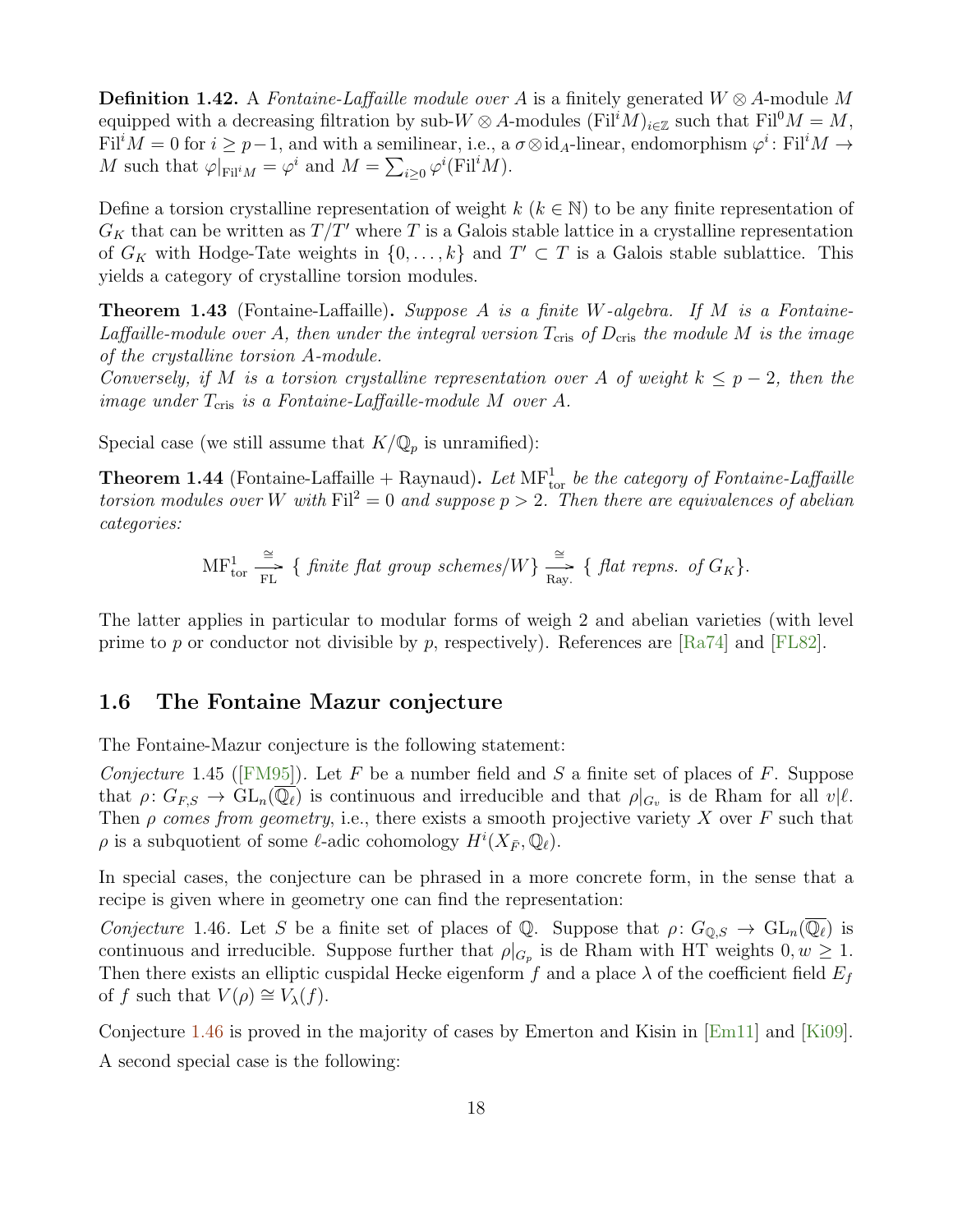**Definition 1.42.** A *Fontaine-Laffaille module over $A$* is a finitely generated $W \otimes A$-module $M$ equipped with a decreasing filtration by sub-$W \otimes A$-modules $(\mathrm{Fil}^i M)_{i \in \mathbb{Z}}$ such that $\mathrm{Fil}^0 M = M$, $\mathrm{Fil}^i M = 0$ for $i \geq p-1$, and with a semilinear, i.e., a $\sigma \otimes \mathrm{id}_A$-linear, endomorphism $\varphi^i \colon \mathrm{Fil}^i M \to M$ such that $\varphi|_{\mathrm{Fil}^i M} = \varphi^i$ and $M = \sum_{i \geq 0} \varphi^i(\mathrm{Fil}^i M)$.

Define a torsion crystalline representation of weight $k$ ($k \in \mathbb{N}$) to be any finite representation of $G_K$ that can be written as $T/T'$ where $T$ is a Galois stable lattice in a crystalline representation of $G_K$ with Hodge-Tate weights in $\{0, \ldots, k\}$ and $T' \subset T$ is a Galois stable sublattice. This yields a category of crystalline torsion modules.

**Theorem 1.43** (Fontaine-Laffaille)**.** *Suppose $A$ is a finite $W$-algebra. If $M$ is a Fontaine-Laffaille-module over $A$, then under the integral version $T_{\mathrm{cris}}$ of $D_{\mathrm{cris}}$ the module $M$ is the image of the crystalline torsion $A$-module.*
*Conversely, if $M$ is a torsion crystalline representation over $A$ of weight $k \leq p-2$, then the image under $T_{\mathrm{cris}}$ is a Fontaine-Laffaille-module $M$ over $A$.*

Special case (we still assume that $K/\mathbb{Q}_p$ is unramified):

**Theorem 1.44** (Fontaine-Laffaille + Raynaud)**.** *Let $\mathrm{MF}^1_{\mathrm{tor}}$ be the category of Fontaine-Laffaille torsion modules over $W$ with $\mathrm{Fil}^2 = 0$ and suppose $p > 2$. Then there are equivalences of abelian categories:*

$$\mathrm{MF}^1_{\mathrm{tor}} \xrightarrow[\mathrm{FL}]{\cong} \{\, \textit{finite flat group schemes}/W \,\} \xrightarrow[\mathrm{Ray.}]{\cong} \{\, \textit{flat repns. of } G_K \}.$$

The latter applies in particular to modular forms of weigh 2 and abelian varieties (with level prime to $p$ or conductor not divisible by $p$, respectively). References are [Ra74] and [FL82].

### 1.6 The Fontaine Mazur conjecture

The Fontaine-Mazur conjecture is the following statement:

*Conjecture* 1.45 ([FM95]). Let $F$ be a number field and $S$ a finite set of places of $F$. Suppose that $\rho \colon G_{F,S} \to \mathrm{GL}_n(\overline{\mathbb{Q}_\ell})$ is continuous and irreducible and that $\rho|_{G_v}$ is de Rham for all $v|\ell$. Then $\rho$ *comes from geometry*, i.e., there exists a smooth projective variety $X$ over $F$ such that $\rho$ is a subquotient of some $\ell$-adic cohomology $H^i(X_{\bar{F}}, \mathbb{Q}_\ell)$.

In special cases, the conjecture can be phrased in a more concrete form, in the sense that a recipe is given where in geometry one can find the representation:

*Conjecture* 1.46. Let $S$ be a finite set of places of $\mathbb{Q}$. Suppose that $\rho \colon G_{\mathbb{Q},S} \to \mathrm{GL}_n(\overline{\mathbb{Q}_\ell})$ is continuous and irreducible. Suppose further that $\rho|_{G_p}$ is de Rham with HT weights $0, w \geq 1$. Then there exists an elliptic cuspidal Hecke eigenform $f$ and a place $\lambda$ of the coefficient field $E_f$ of $f$ such that $V(\rho) \cong V_\lambda(f)$.

Conjecture 1.46 is proved in the majority of cases by Emerton and Kisin in [Em11] and [Ki09].

A second special case is the following: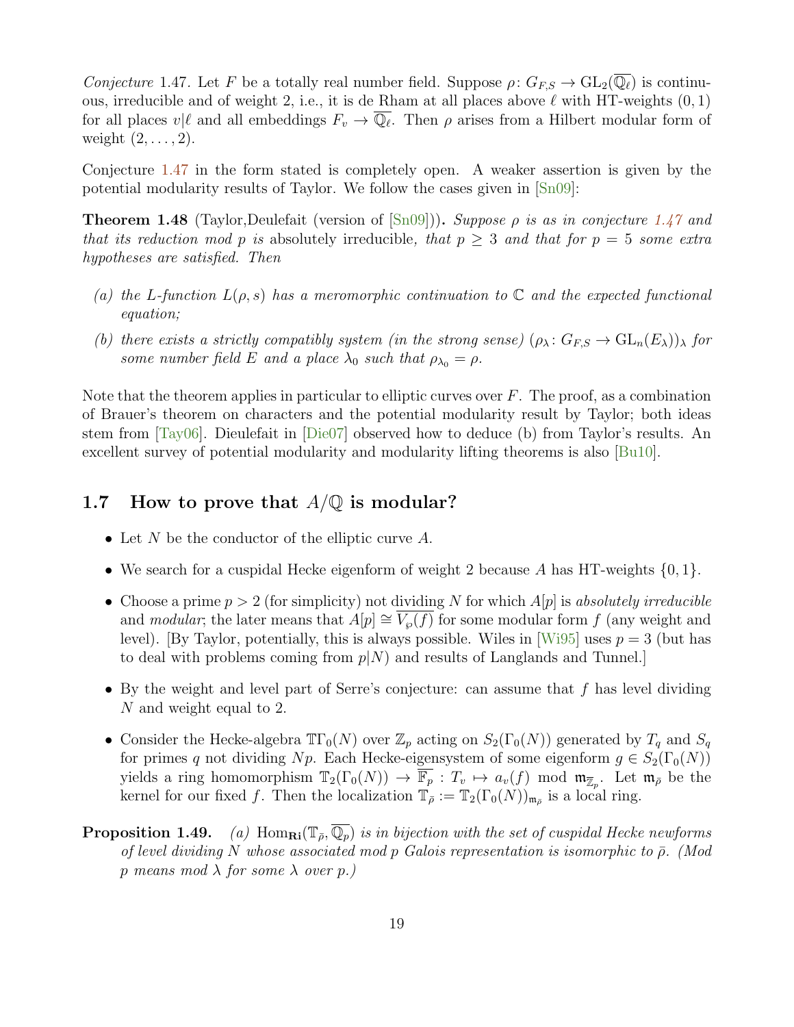*Conjecture* 1.47. Let $F$ be a totally real number field. Suppose $\rho\colon G_{F,S} \to \mathrm{GL}_2(\overline{\mathbb{Q}_\ell})$ is continuous, irreducible and of weight 2, i.e., it is de Rham at all places above $\ell$ with HT-weights $(0,1)$ for all places $v|\ell$ and all embeddings $F_v \to \overline{\mathbb{Q}_\ell}$. Then $\rho$ arises from a Hilbert modular form of weight $(2,\ldots,2)$.

Conjecture 1.47 in the form stated is completely open. A weaker assertion is given by the potential modularity results of Taylor. We follow the cases given in [Sn09]:

**Theorem 1.48** (Taylor,Deulefait (version of [Sn09]))**.** *Suppose $\rho$ is as in conjecture 1.47 and that its reduction mod $p$ is* absolutely irreducible*, that $p \geq 3$ and that for $p = 5$ some extra hypotheses are satisfied. Then*

*(a) the L-function $L(\rho, s)$ has a meromorphic continuation to $\mathbb{C}$ and the expected functional equation;*

*(b) there exists a strictly compatibly system (in the strong sense) $(\rho_\lambda\colon G_{F,S} \to \mathrm{GL}_n(E_\lambda))_\lambda$ for some number field $E$ and a place $\lambda_0$ such that $\rho_{\lambda_0} = \rho$.*

Note that the theorem applies in particular to elliptic curves over $F$. The proof, as a combination of Brauer's theorem on characters and the potential modularity result by Taylor; both ideas stem from [Tay06]. Dieulefait in [Die07] observed how to deduce (b) from Taylor's results. An excellent survey of potential modularity and modularity lifting theorems is also [Bu10].

## 1.7 How to prove that $A/\mathbb{Q}$ is modular?

- Let $N$ be the conductor of the elliptic curve $A$.
- We search for a cuspidal Hecke eigenform of weight 2 because $A$ has HT-weights $\{0,1\}$.
- Choose a prime $p > 2$ (for simplicity) not dividing $N$ for which $A[p]$ is *absolutely irreducible* and *modular*; the later means that $A[p] \cong \overline{V_\wp(f)}$ for some modular form $f$ (any weight and level). [By Taylor, potentially, this is always possible. Wiles in [Wi95] uses $p = 3$ (but has to deal with problems coming from $p|N$) and results of Langlands and Tunnel.]
- By the weight and level part of Serre's conjecture: can assume that $f$ has level dividing $N$ and weight equal to 2.
- Consider the Hecke-algebra $\mathbb{T}\Gamma_0(N)$ over $\mathbb{Z}_p$ acting on $S_2(\Gamma_0(N))$ generated by $T_q$ and $S_q$ for primes $q$ not dividing $Np$. Each Hecke-eigensystem of some eigenform $g \in S_2(\Gamma_0(N))$ yields a ring homomorphism $\mathbb{T}_2(\Gamma_0(N)) \to \overline{\mathbb{F}_p} : T_v \mapsto a_v(f) \mod \mathfrak{m}_{\overline{\mathbb{Z}}_p}$. Let $\mathfrak{m}_{\bar\rho}$ be the kernel for our fixed $f$. Then the localization $\mathbb{T}_{\bar\rho} := \mathbb{T}_2(\Gamma_0(N))_{\mathfrak{m}_{\bar\rho}}$ is a local ring.

**Proposition 1.49.** *(a) $\mathrm{Hom}_{\mathbf{Ri}}(\mathbb{T}_{\bar\rho}, \overline{\mathbb{Q}_p})$ is in bijection with the set of cuspidal Hecke newforms of level dividing $N$ whose associated mod $p$ Galois representation is isomorphic to $\bar\rho$. (Mod $p$ means mod $\lambda$ for some $\lambda$ over $p$.)*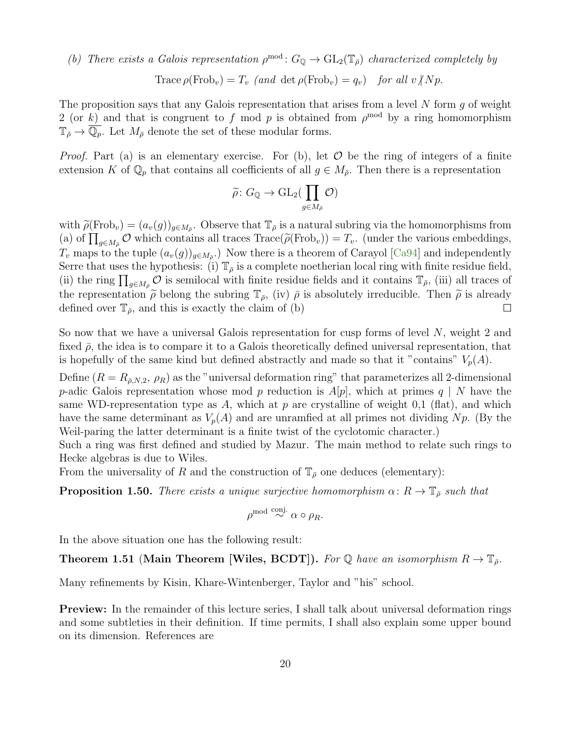*(b) There exists a Galois representation $\rho^{\mathrm{mod}}\colon G_{\mathbb{Q}} \to \mathrm{GL}_2(\mathbb{T}_{\bar\rho})$ characterized completely by*

$$\mathrm{Trace}\,\rho(\mathrm{Frob}_v) = T_v \ \textit{(and } \det\rho(\mathrm{Frob}_v) = q_v) \quad \textit{for all } v \nmid Np.$$

The proposition says that any Galois representation that arises from a level $N$ form $g$ of weight 2 (or $k$) and that is congruent to $f$ mod $p$ is obtained from $\rho^{\mathrm{mod}}$ by a ring homomorphism $\mathbb{T}_{\bar\rho} \to \overline{\mathbb{Q}_p}$. Let $M_{\bar\rho}$ denote the set of these modular forms.

*Proof.* Part (a) is an elementary exercise. For (b), let $\mathcal{O}$ be the ring of integers of a finite extension $K$ of $\mathbb{Q}_p$ that contains all coefficients of all $g \in M_{\bar\rho}$. Then there is a representation

$$\widetilde{\rho}\colon G_{\mathbb{Q}} \to \mathrm{GL}_2(\prod_{g\in M_{\bar\rho}} \mathcal{O})$$

with $\widetilde{\rho}(\mathrm{Frob}_v) = (a_v(g))_{g\in M_{\bar\rho}}$. Observe that $\mathbb{T}_{\bar\rho}$ is a natural subring via the homomorphisms from (a) of $\prod_{g\in M_{\bar\rho}}\mathcal{O}$ which contains all traces $\mathrm{Trace}(\widetilde{\rho}(\mathrm{Frob}_v)) = T_v$. (under the various embeddings, $T_v$ maps to the tuple $(a_v(g))_{g\in M_{\bar\rho}}$.) Now there is a theorem of Carayol [Ca94] and independently Serre that uses the hypothesis: (i) $\mathbb{T}_{\bar\rho}$ is a complete noetherian local ring with finite residue field, (ii) the ring $\prod_{g\in M_{\bar\rho}}\mathcal{O}$ is semilocal with finite residue fields and it contains $\mathbb{T}_{\bar\rho}$, (iii) all traces of the representation $\widetilde{\rho}$ belong the subring $\mathbb{T}_{\bar\rho}$, (iv) $\bar\rho$ is absolutely irreducible. Then $\widetilde{\rho}$ is already defined over $\mathbb{T}_{\bar\rho}$, and this is exactly the claim of (b) ∎

So now that we have a universal Galois representation for cusp forms of level $N$, weight 2 and fixed $\bar\rho$, the idea is to compare it to a Galois theoretically defined universal representation, that is hopefully of the same kind but defined abstractly and made so that it "contains" $V_p(A)$.

Define $(R = R_{\bar\rho,N,2},\ \rho_R)$ as the "universal deformation ring" that parameterizes all 2-dimensional $p$-adic Galois representation whose mod $p$ reduction is $A[p]$, which at primes $q \mid N$ have the same WD-representation type as $A$, which at $p$ are crystalline of weight 0,1 (flat), and which have the same determinant as $V_p(A)$ and are unramfied at all primes not dividing $Np$. (By the Weil-paring the latter determinant is a finite twist of the cyclotomic character.)
Such a ring was first defined and studied by Mazur. The main method to relate such rings to Hecke algebras is due to Wiles.
From the universality of $R$ and the construction of $\mathbb{T}_{\bar\rho}$ one deduces (elementary):

**Proposition 1.50.** *There exists a unique surjective homomorphism $\alpha\colon R \to \mathbb{T}_{\bar\rho}$ such that*

$$\rho^{\mathrm{mod}} \overset{\text{conj.}}{\sim} \alpha\circ\rho_R.$$

In the above situation one has the following result:

**Theorem 1.51 (Main Theorem [Wiles, BCDT]).** *For $\mathbb{Q}$ have an isomorphism $R \to \mathbb{T}_{\bar\rho}$.*

Many refinements by Kisin, Khare-Wintenberger, Taylor and "his" school.

**Preview:** In the remainder of this lecture series, I shall talk about universal deformation rings and some subtleties in their definition. If time permits, I shall also explain some upper bound on its dimension. References are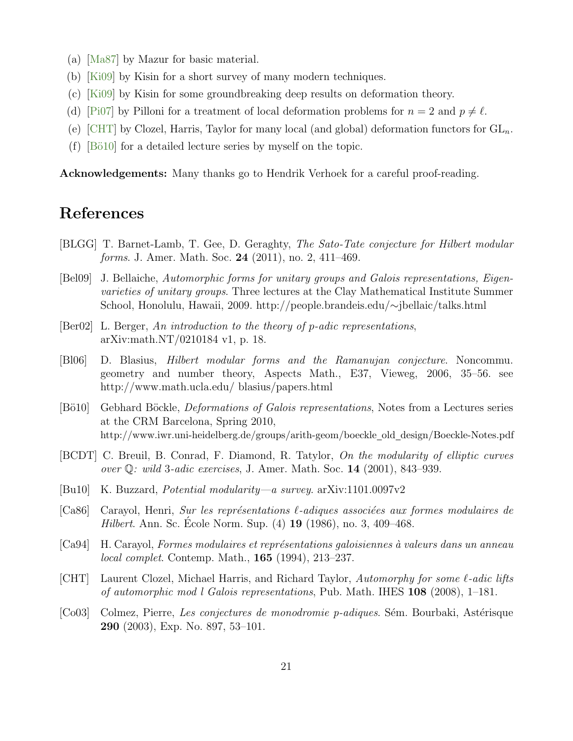(a) [Ma87] by Mazur for basic material.

(b) [Ki09] by Kisin for a short survey of many modern techniques.

(c) [Ki09] by Kisin for some groundbreaking deep results on deformation theory.

(d) [Pi07] by Pilloni for a treatment of local deformation problems for $n = 2$ and $p \neq \ell$.

(e) [CHT] by Clozel, Harris, Taylor for many local (and global) deformation functors for $\mathrm{GL}_n$.

(f) [Bö10] for a detailed lecture series by myself on the topic.

**Acknowledgements:** Many thanks go to Hendrik Verhoek for a careful proof-reading.

# References

[BLGG] T. Barnet-Lamb, T. Gee, D. Geraghty, *The Sato-Tate conjecture for Hilbert modular forms*. J. Amer. Math. Soc. **24** (2011), no. 2, 411–469.

[Bel09] J. Bellaiche, *Automorphic forms for unitary groups and Galois representations, Eigenvarieties of unitary groups*. Three lectures at the Clay Mathematical Institute Summer School, Honolulu, Hawaii, 2009. http://people.brandeis.edu/∼jbellaic/talks.html

[Ber02] L. Berger, *An introduction to the theory of p-adic representations*, arXiv:math.NT/0210184 v1, p. 18.

[Bl06] D. Blasius, *Hilbert modular forms and the Ramanujan conjecture*. Noncommu. geometry and number theory, Aspects Math., E37, Vieweg, 2006, 35–56. see http://www.math.ucla.edu/ blasius/papers.html

[Bö10] Gebhard Böckle, *Deformations of Galois representations*, Notes from a Lectures series at the CRM Barcelona, Spring 2010, http://www.iwr.uni-heidelberg.de/groups/arith-geom/boeckle_old_design/Boeckle-Notes.pdf

[BCDT] C. Breuil, B. Conrad, F. Diamond, R. Tatylor, *On the modularity of elliptic curves over $\mathbb{Q}$: wild 3-adic exercises*, J. Amer. Math. Soc. **14** (2001), 843–939.

[Bu10] K. Buzzard, *Potential modularity—a survey*. arXiv:1101.0097v2

[Ca86] Carayol, Henri, *Sur les représentations $\ell$-adiques associées aux formes modulaires de Hilbert*. Ann. Sc. École Norm. Sup. (4) **19** (1986), no. 3, 409–468.

[Ca94] H. Carayol, *Formes modulaires et représentations galoisiennes à valeurs dans un anneau local complet*. Contemp. Math., **165** (1994), 213–237.

[CHT] Laurent Clozel, Michael Harris, and Richard Taylor, *Automorphy for some $\ell$-adic lifts of automorphic mod l Galois representations*, Pub. Math. IHES **108** (2008), 1–181.

[Co03] Colmez, Pierre, *Les conjectures de monodromie p-adiques*. Sém. Bourbaki, Astérisque **290** (2003), Exp. No. 897, 53–101.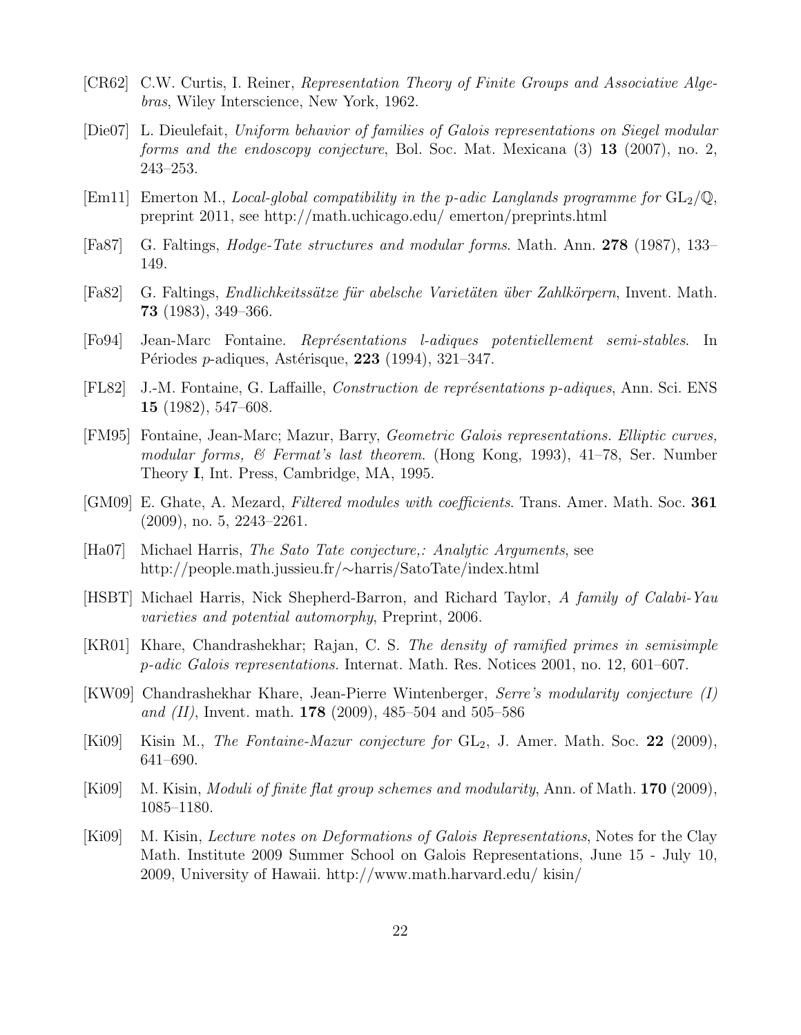[CR62] C.W. Curtis, I. Reiner, *Representation Theory of Finite Groups and Associative Algebras*, Wiley Interscience, New York, 1962.

[Die07] L. Dieulefait, *Uniform behavior of families of Galois representations on Siegel modular forms and the endoscopy conjecture*, Bol. Soc. Mat. Mexicana (3) **13** (2007), no. 2, 243–253.

[Em11] Emerton M., *Local-global compatibility in the p-adic Langlands programme for* $GL_2/\mathbb{Q}$, preprint 2011, see http://math.uchicago.edu/ emerton/preprints.html

[Fa87] G. Faltings, *Hodge-Tate structures and modular forms*. Math. Ann. **278** (1987), 133–149.

[Fa82] G. Faltings, *Endlichkeitssätze für abelsche Varietäten über Zahlkörpern*, Invent. Math. **73** (1983), 349–366.

[Fo94] Jean-Marc Fontaine. *Représentations l-adiques potentiellement semi-stables*. In Périodes $p$-adiques, Astérisque, **223** (1994), 321–347.

[FL82] J.-M. Fontaine, G. Laffaille, *Construction de représentations p-adiques*, Ann. Sci. ENS **15** (1982), 547–608.

[FM95] Fontaine, Jean-Marc; Mazur, Barry, *Geometric Galois representations. Elliptic curves, modular forms, & Fermat's last theorem.* (Hong Kong, 1993), 41–78, Ser. Number Theory **I**, Int. Press, Cambridge, MA, 1995.

[GM09] E. Ghate, A. Mezard, *Filtered modules with coefficients*. Trans. Amer. Math. Soc. **361** (2009), no. 5, 2243–2261.

[Ha07] Michael Harris, *The Sato Tate conjecture,: Analytic Arguments*, see http://people.math.jussieu.fr/∼harris/SatoTate/index.html

[HSBT] Michael Harris, Nick Shepherd-Barron, and Richard Taylor, *A family of Calabi-Yau varieties and potential automorphy*, Preprint, 2006.

[KR01] Khare, Chandrashekhar; Rajan, C. S. *The density of ramified primes in semisimple p-adic Galois representations.* Internat. Math. Res. Notices 2001, no. 12, 601–607.

[KW09] Chandrashekhar Khare, Jean-Pierre Wintenberger, *Serre's modularity conjecture (I) and (II)*, Invent. math. **178** (2009), 485–504 and 505–586

[Ki09] Kisin M., *The Fontaine-Mazur conjecture for* $GL_2$, J. Amer. Math. Soc. **22** (2009), 641–690.

[Ki09] M. Kisin, *Moduli of finite flat group schemes and modularity*, Ann. of Math. **170** (2009), 1085–1180.

[Ki09] M. Kisin, *Lecture notes on Deformations of Galois Representations*, Notes for the Clay Math. Institute 2009 Summer School on Galois Representations, June 15 - July 10, 2009, University of Hawaii. http://www.math.harvard.edu/ kisin/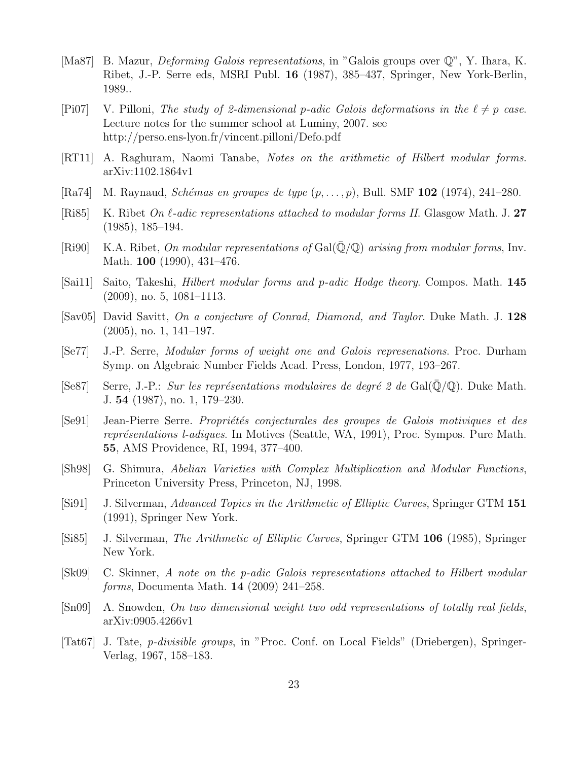[Ma87] B. Mazur, *Deforming Galois representations*, in "Galois groups over $\mathbb{Q}$", Y. Ihara, K. Ribet, J.-P. Serre eds, MSRI Publ. **16** (1987), 385–437, Springer, New York-Berlin, 1989..

[Pi07] V. Pilloni, *The study of 2-dimensional p-adic Galois deformations in the $\ell \neq p$ case*. Lecture notes for the summer school at Luminy, 2007. see http://perso.ens-lyon.fr/vincent.pilloni/Defo.pdf

[RT11] A. Raghuram, Naomi Tanabe, *Notes on the arithmetic of Hilbert modular forms*. arXiv:1102.1864v1

[Ra74] M. Raynaud, *Schémas en groupes de type $(p, \dots, p)$*, Bull. SMF **102** (1974), 241–280.

[Ri85] K. Ribet *On $\ell$-adic representations attached to modular forms II*. Glasgow Math. J. **27** (1985), 185–194.

[Ri90] K.A. Ribet, *On modular representations of $\mathrm{Gal}(\bar{\mathbb{Q}}/\mathbb{Q})$ arising from modular forms*, Inv. Math. **100** (1990), 431–476.

[Sai11] Saito, Takeshi, *Hilbert modular forms and p-adic Hodge theory*. Compos. Math. **145** (2009), no. 5, 1081–1113.

[Sav05] David Savitt, *On a conjecture of Conrad, Diamond, and Taylor*. Duke Math. J. **128** (2005), no. 1, 141–197.

[Se77] J.-P. Serre, *Modular forms of weight one and Galois represenations*. Proc. Durham Symp. on Algebraic Number Fields Acad. Press, London, 1977, 193–267.

[Se87] Serre, J.-P.: *Sur les représentations modulaires de degré 2 de $\mathrm{Gal}(\bar{\mathbb{Q}}/\mathbb{Q})$*. Duke Math. J. **54** (1987), no. 1, 179–230.

[Se91] Jean-Pierre Serre. *Propriétés conjecturales des groupes de Galois motiviques et des représentations l-adiques*. In Motives (Seattle, WA, 1991), Proc. Sympos. Pure Math. **55**, AMS Providence, RI, 1994, 377–400.

[Sh98] G. Shimura, *Abelian Varieties with Complex Multiplication and Modular Functions*, Princeton University Press, Princeton, NJ, 1998.

[Si91] J. Silverman, *Advanced Topics in the Arithmetic of Elliptic Curves*, Springer GTM **151** (1991), Springer New York.

[Si85] J. Silverman, *The Arithmetic of Elliptic Curves*, Springer GTM **106** (1985), Springer New York.

[Sk09] C. Skinner, *A note on the p-adic Galois representations attached to Hilbert modular forms*, Documenta Math. **14** (2009) 241–258.

[Sn09] A. Snowden, *On two dimensional weight two odd representations of totally real fields*, arXiv:0905.4266v1

[Tat67] J. Tate, *p-divisible groups*, in "Proc. Conf. on Local Fields" (Driebergen), Springer-Verlag, 1967, 158–183.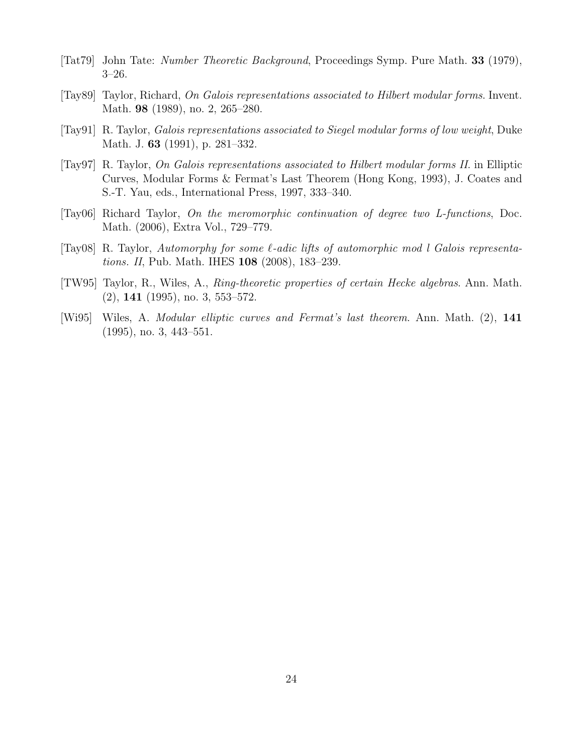[Tat79] John Tate: *Number Theoretic Background*, Proceedings Symp. Pure Math. **33** (1979), 3–26.

[Tay89] Taylor, Richard, *On Galois representations associated to Hilbert modular forms*. Invent. Math. **98** (1989), no. 2, 265–280.

[Tay91] R. Taylor, *Galois representations associated to Siegel modular forms of low weight*, Duke Math. J. **63** (1991), p. 281–332.

[Tay97] R. Taylor, *On Galois representations associated to Hilbert modular forms II.* in Elliptic Curves, Modular Forms & Fermat's Last Theorem (Hong Kong, 1993), J. Coates and S.-T. Yau, eds., International Press, 1997, 333–340.

[Tay06] Richard Taylor, *On the meromorphic continuation of degree two L-functions*, Doc. Math. (2006), Extra Vol., 729–779.

[Tay08] R. Taylor, *Automorphy for some $\ell$-adic lifts of automorphic mod l Galois representations. II*, Pub. Math. IHES **108** (2008), 183–239.

[TW95] Taylor, R., Wiles, A., *Ring-theoretic properties of certain Hecke algebras*. Ann. Math. (2), **141** (1995), no. 3, 553–572.

[Wi95] Wiles, A. *Modular elliptic curves and Fermat's last theorem*. Ann. Math. (2), **141** (1995), no. 3, 443–551.